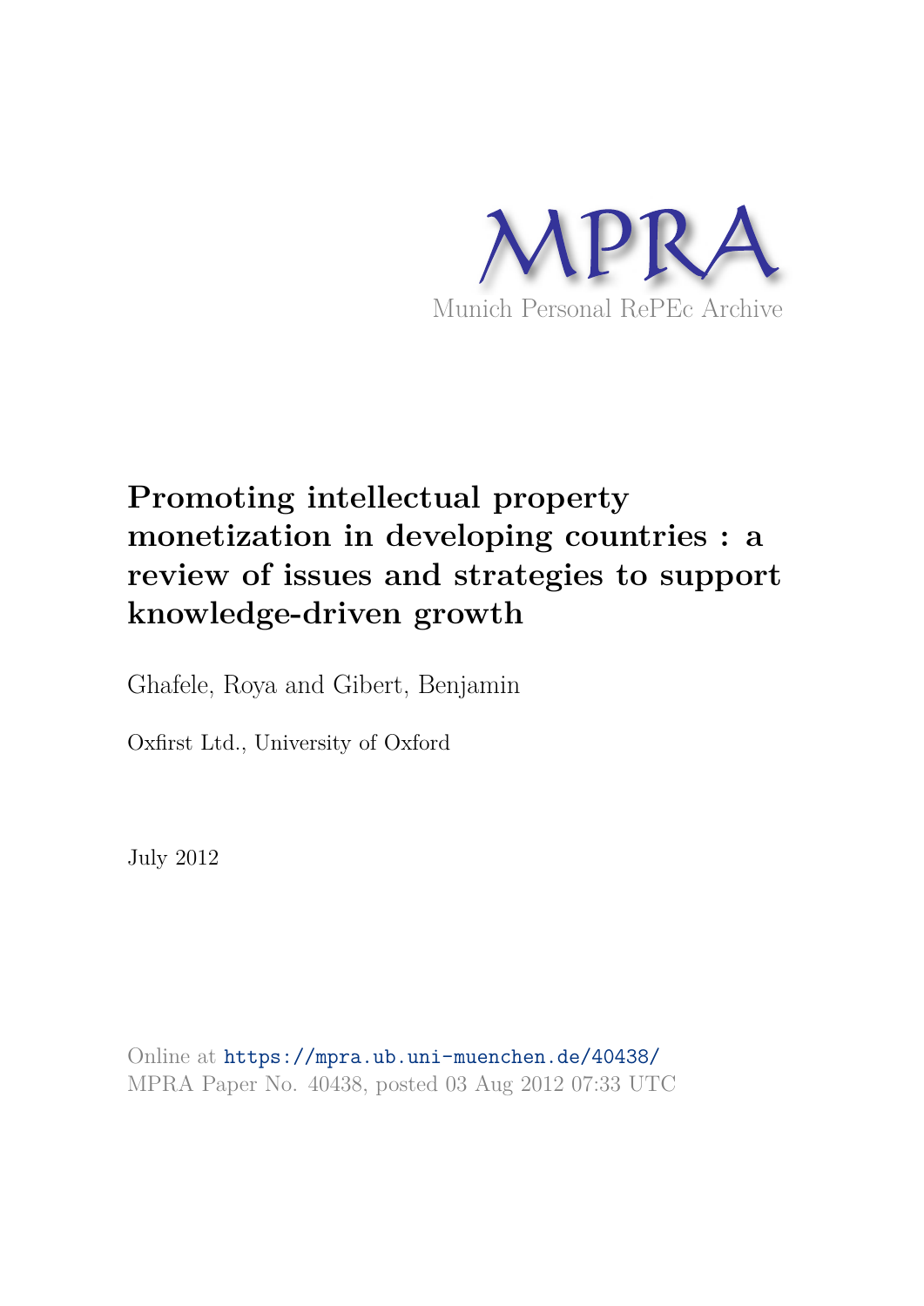MPRA

Munich Personal RePEc Archive

# Promoting intellectual property monetization in developing countries : a review of issues and strategies to support knowledge-driven growth

Ghafele, Roya and Gibert, Benjamin

Oxfirst Ltd., University of Oxford

July 2012

Online at https://mpra.ub.uni-muenchen.de/40438/
MPRA Paper No. 40438, posted 03 Aug 2012 07:33 UTC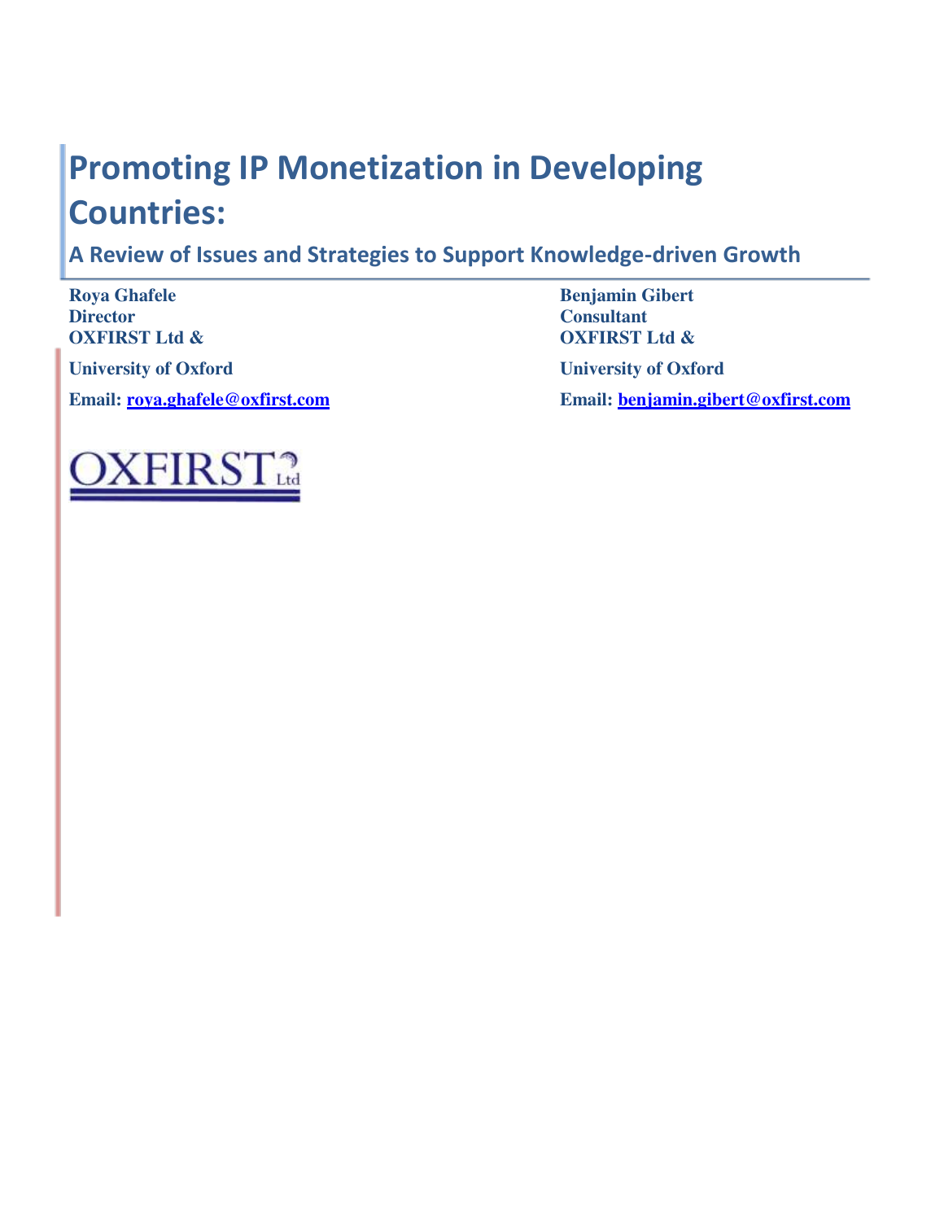# Promoting IP Monetization in Developing Countries:

## A Review of Issues and Strategies to Support Knowledge-driven Growth

**Roya Ghafele**
**Director**
**OXFIRST Ltd &**
**University of Oxford**
**Email: roya.ghafele@oxfirst.com**

**Benjamin Gibert**
**Consultant**
**OXFIRST Ltd &**
**University of Oxford**
**Email: benjamin.gibert@oxfirst.com**

OXFIRST Ltd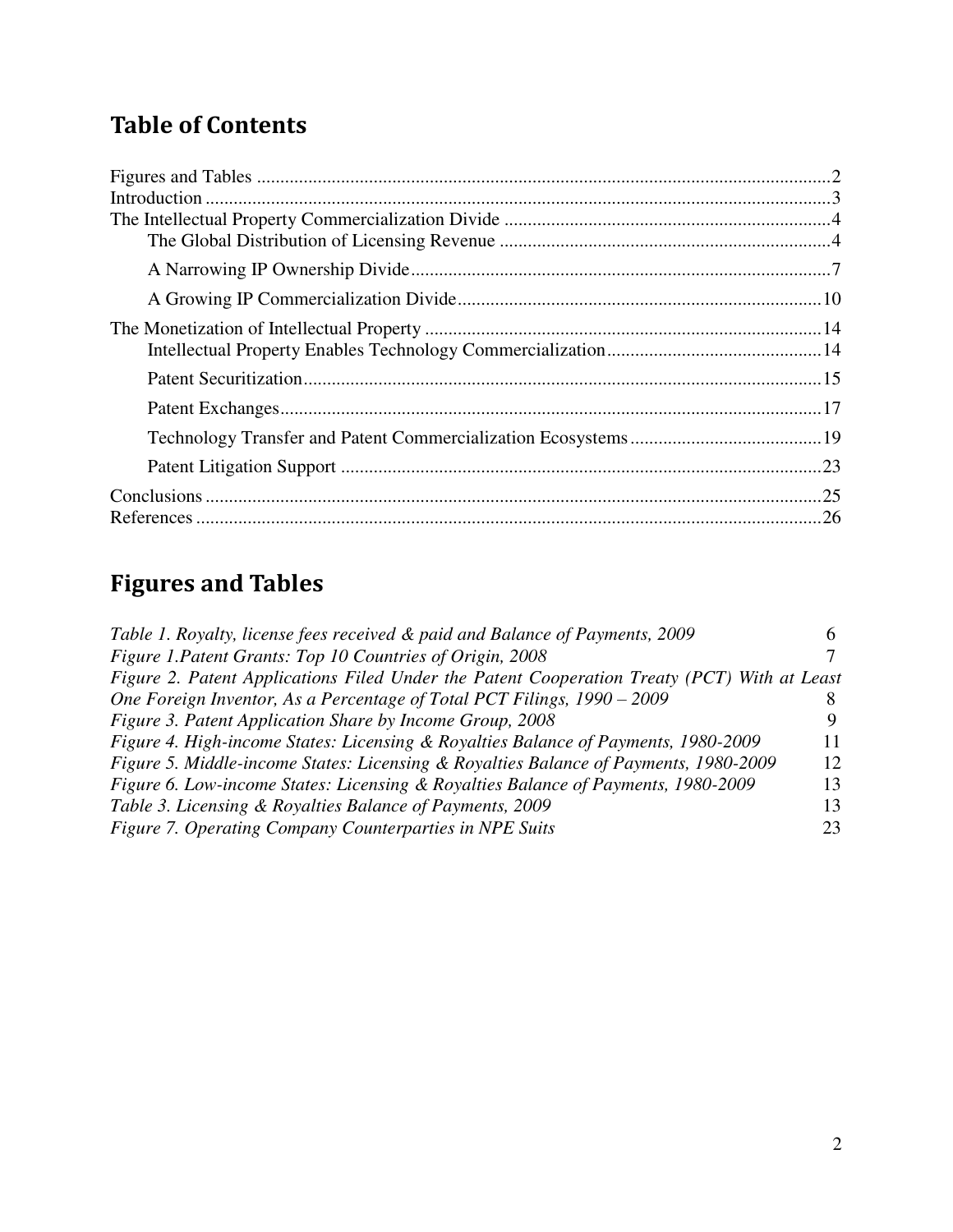## Table of Contents

Figures and Tables ............................................................ 2
Introduction ............................................................ 3
The Intellectual Property Commercialization Divide ............................................................ 4
    The Global Distribution of Licensing Revenue ............................................................ 4
    A Narrowing IP Ownership Divide ............................................................ 7
    A Growing IP Commercialization Divide ............................................................ 10
The Monetization of Intellectual Property ............................................................ 14
    Intellectual Property Enables Technology Commercialization ............................................................ 14
    Patent Securitization ............................................................ 15
    Patent Exchanges ............................................................ 17
    Technology Transfer and Patent Commercialization Ecosystems ............................................................ 19
    Patent Litigation Support ............................................................ 23
Conclusions ............................................................ 25
References ............................................................ 26

## Figures and Tables

*Table 1. Royalty, license fees received & paid and Balance of Payments, 2009* 6
*Figure 1.Patent Grants: Top 10 Countries of Origin, 2008* 7
*Figure 2. Patent Applications Filed Under the Patent Cooperation Treaty (PCT) With at Least One Foreign Inventor, As a Percentage of Total PCT Filings, 1990 – 2009* 8
*Figure 3. Patent Application Share by Income Group, 2008* 9
*Figure 4. High-income States: Licensing & Royalties Balance of Payments, 1980-2009* 11
*Figure 5. Middle-income States: Licensing & Royalties Balance of Payments, 1980-2009* 12
*Figure 6. Low-income States: Licensing & Royalties Balance of Payments, 1980-2009* 13
*Table 3. Licensing & Royalties Balance of Payments, 2009* 13
*Figure 7. Operating Company Counterparties in NPE Suits* 23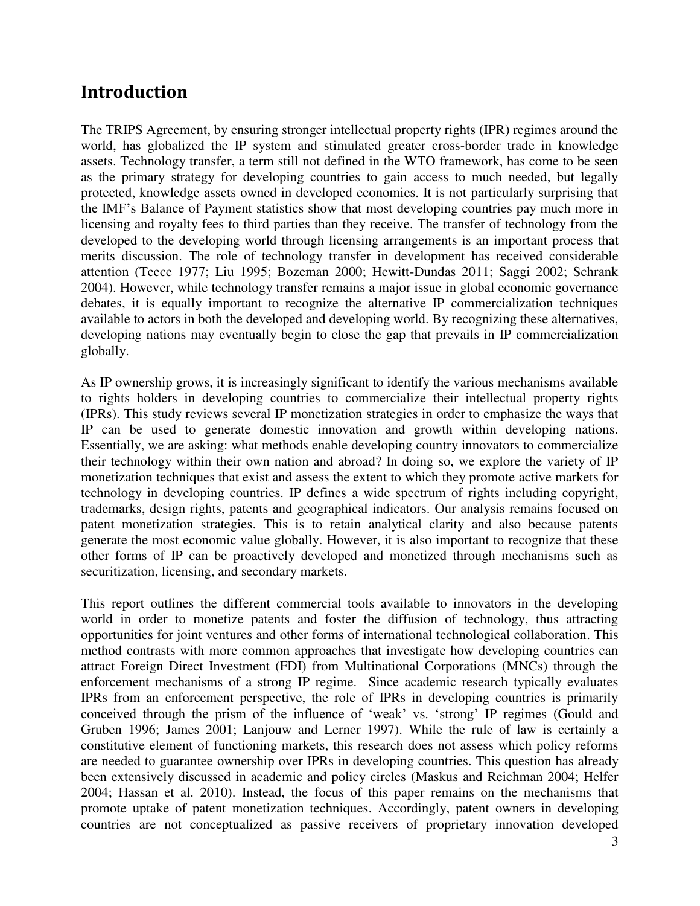## Introduction

The TRIPS Agreement, by ensuring stronger intellectual property rights (IPR) regimes around the world, has globalized the IP system and stimulated greater cross-border trade in knowledge assets. Technology transfer, a term still not defined in the WTO framework, has come to be seen as the primary strategy for developing countries to gain access to much needed, but legally protected, knowledge assets owned in developed economies. It is not particularly surprising that the IMF's Balance of Payment statistics show that most developing countries pay much more in licensing and royalty fees to third parties than they receive. The transfer of technology from the developed to the developing world through licensing arrangements is an important process that merits discussion. The role of technology transfer in development has received considerable attention (Teece 1977; Liu 1995; Bozeman 2000; Hewitt-Dundas 2011; Saggi 2002; Schrank 2004). However, while technology transfer remains a major issue in global economic governance debates, it is equally important to recognize the alternative IP commercialization techniques available to actors in both the developed and developing world. By recognizing these alternatives, developing nations may eventually begin to close the gap that prevails in IP commercialization globally.

As IP ownership grows, it is increasingly significant to identify the various mechanisms available to rights holders in developing countries to commercialize their intellectual property rights (IPRs). This study reviews several IP monetization strategies in order to emphasize the ways that IP can be used to generate domestic innovation and growth within developing nations. Essentially, we are asking: what methods enable developing country innovators to commercialize their technology within their own nation and abroad? In doing so, we explore the variety of IP monetization techniques that exist and assess the extent to which they promote active markets for technology in developing countries. IP defines a wide spectrum of rights including copyright, trademarks, design rights, patents and geographical indicators. Our analysis remains focused on patent monetization strategies. This is to retain analytical clarity and also because patents generate the most economic value globally. However, it is also important to recognize that these other forms of IP can be proactively developed and monetized through mechanisms such as securitization, licensing, and secondary markets.

This report outlines the different commercial tools available to innovators in the developing world in order to monetize patents and foster the diffusion of technology, thus attracting opportunities for joint ventures and other forms of international technological collaboration. This method contrasts with more common approaches that investigate how developing countries can attract Foreign Direct Investment (FDI) from Multinational Corporations (MNCs) through the enforcement mechanisms of a strong IP regime. Since academic research typically evaluates IPRs from an enforcement perspective, the role of IPRs in developing countries is primarily conceived through the prism of the influence of 'weak' vs. 'strong' IP regimes (Gould and Gruben 1996; James 2001; Lanjouw and Lerner 1997). While the rule of law is certainly a constitutive element of functioning markets, this research does not assess which policy reforms are needed to guarantee ownership over IPRs in developing countries. This question has already been extensively discussed in academic and policy circles (Maskus and Reichman 2004; Helfer 2004; Hassan et al. 2010). Instead, the focus of this paper remains on the mechanisms that promote uptake of patent monetization techniques. Accordingly, patent owners in developing countries are not conceptualized as passive receivers of proprietary innovation developed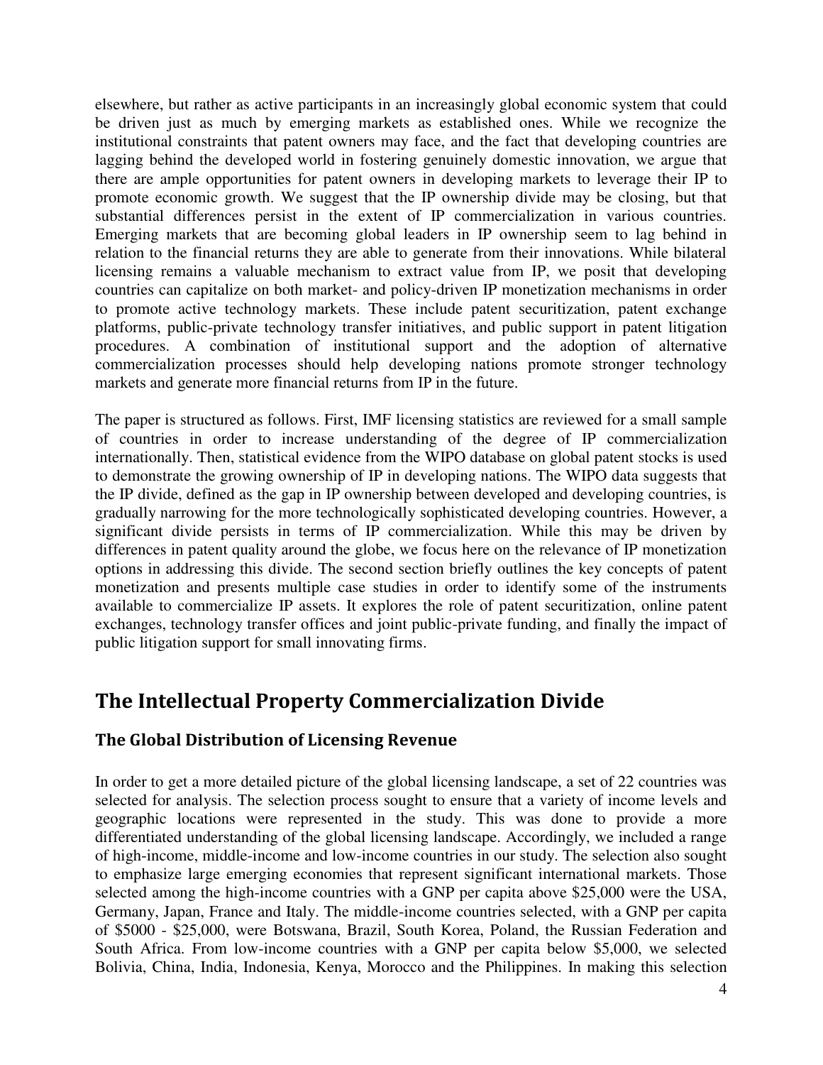elsewhere, but rather as active participants in an increasingly global economic system that could be driven just as much by emerging markets as established ones. While we recognize the institutional constraints that patent owners may face, and the fact that developing countries are lagging behind the developed world in fostering genuinely domestic innovation, we argue that there are ample opportunities for patent owners in developing markets to leverage their IP to promote economic growth. We suggest that the IP ownership divide may be closing, but that substantial differences persist in the extent of IP commercialization in various countries. Emerging markets that are becoming global leaders in IP ownership seem to lag behind in relation to the financial returns they are able to generate from their innovations. While bilateral licensing remains a valuable mechanism to extract value from IP, we posit that developing countries can capitalize on both market- and policy-driven IP monetization mechanisms in order to promote active technology markets. These include patent securitization, patent exchange platforms, public-private technology transfer initiatives, and public support in patent litigation procedures. A combination of institutional support and the adoption of alternative commercialization processes should help developing nations promote stronger technology markets and generate more financial returns from IP in the future.

The paper is structured as follows. First, IMF licensing statistics are reviewed for a small sample of countries in order to increase understanding of the degree of IP commercialization internationally. Then, statistical evidence from the WIPO database on global patent stocks is used to demonstrate the growing ownership of IP in developing nations. The WIPO data suggests that the IP divide, defined as the gap in IP ownership between developed and developing countries, is gradually narrowing for the more technologically sophisticated developing countries. However, a significant divide persists in terms of IP commercialization. While this may be driven by differences in patent quality around the globe, we focus here on the relevance of IP monetization options in addressing this divide. The second section briefly outlines the key concepts of patent monetization and presents multiple case studies in order to identify some of the instruments available to commercialize IP assets. It explores the role of patent securitization, online patent exchanges, technology transfer offices and joint public-private funding, and finally the impact of public litigation support for small innovating firms.

## The Intellectual Property Commercialization Divide

### The Global Distribution of Licensing Revenue

In order to get a more detailed picture of the global licensing landscape, a set of 22 countries was selected for analysis. The selection process sought to ensure that a variety of income levels and geographic locations were represented in the study. This was done to provide a more differentiated understanding of the global licensing landscape. Accordingly, we included a range of high-income, middle-income and low-income countries in our study. The selection also sought to emphasize large emerging economies that represent significant international markets. Those selected among the high-income countries with a GNP per capita above $25,000 were the USA, Germany, Japan, France and Italy. The middle-income countries selected, with a GNP per capita of $5000 - $25,000, were Botswana, Brazil, South Korea, Poland, the Russian Federation and South Africa. From low-income countries with a GNP per capita below $5,000, we selected Bolivia, China, India, Indonesia, Kenya, Morocco and the Philippines. In making this selection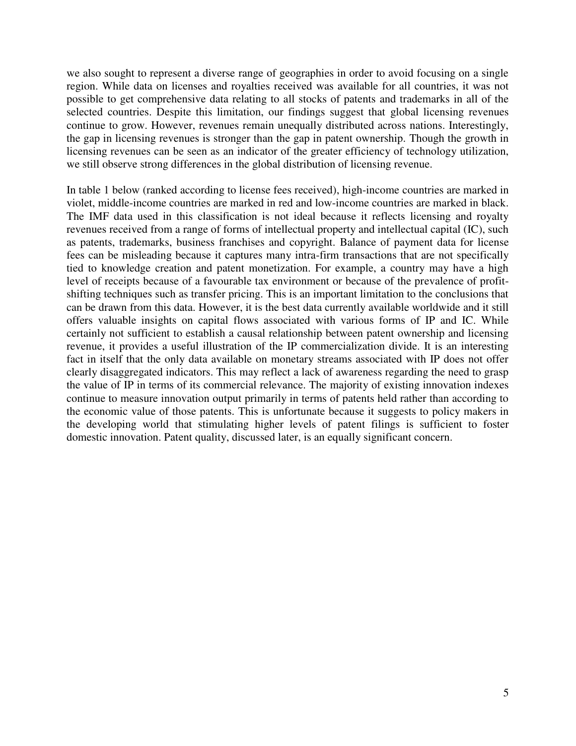we also sought to represent a diverse range of geographies in order to avoid focusing on a single region. While data on licenses and royalties received was available for all countries, it was not possible to get comprehensive data relating to all stocks of patents and trademarks in all of the selected countries. Despite this limitation, our findings suggest that global licensing revenues continue to grow. However, revenues remain unequally distributed across nations. Interestingly, the gap in licensing revenues is stronger than the gap in patent ownership. Though the growth in licensing revenues can be seen as an indicator of the greater efficiency of technology utilization, we still observe strong differences in the global distribution of licensing revenue.

In table 1 below (ranked according to license fees received), high-income countries are marked in violet, middle-income countries are marked in red and low-income countries are marked in black. The IMF data used in this classification is not ideal because it reflects licensing and royalty revenues received from a range of forms of intellectual property and intellectual capital (IC), such as patents, trademarks, business franchises and copyright. Balance of payment data for license fees can be misleading because it captures many intra-firm transactions that are not specifically tied to knowledge creation and patent monetization. For example, a country may have a high level of receipts because of a favourable tax environment or because of the prevalence of profit-shifting techniques such as transfer pricing. This is an important limitation to the conclusions that can be drawn from this data. However, it is the best data currently available worldwide and it still offers valuable insights on capital flows associated with various forms of IP and IC. While certainly not sufficient to establish a causal relationship between patent ownership and licensing revenue, it provides a useful illustration of the IP commercialization divide. It is an interesting fact in itself that the only data available on monetary streams associated with IP does not offer clearly disaggregated indicators. This may reflect a lack of awareness regarding the need to grasp the value of IP in terms of its commercial relevance. The majority of existing innovation indexes continue to measure innovation output primarily in terms of patents held rather than according to the economic value of those patents. This is unfortunate because it suggests to policy makers in the developing world that stimulating higher levels of patent filings is sufficient to foster domestic innovation. Patent quality, discussed later, is an equally significant concern.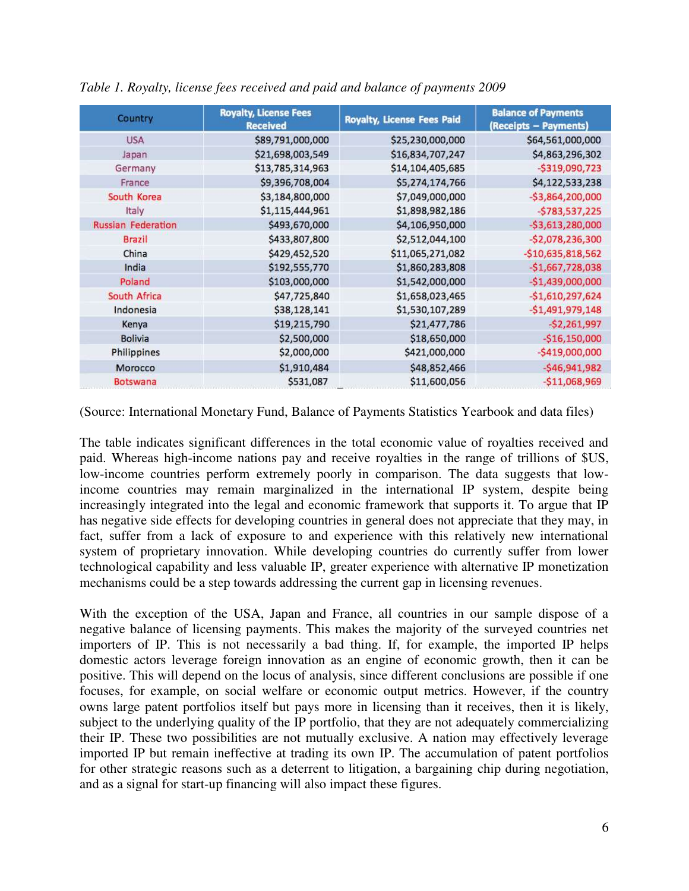*Table 1. Royalty, license fees received and paid and balance of payments 2009*

| Country | Royalty, License Fees Received | Royalty, License Fees Paid | Balance of Payments (Receipts – Payments) |
|---|---|---|---|
| USA | $89,791,000,000 | $25,230,000,000 | $64,561,000,000 |
| Japan | $21,698,003,549 | $16,834,707,247 | $4,863,296,302 |
| Germany | $13,785,314,963 | $14,104,405,685 | -$319,090,723 |
| France | $9,396,708,004 | $5,274,174,766 | $4,122,533,238 |
| South Korea | $3,184,800,000 | $7,049,000,000 | -$3,864,200,000 |
| Italy | $1,115,444,961 | $1,898,982,186 | -$783,537,225 |
| Russian Federation | $493,670,000 | $4,106,950,000 | -$3,613,280,000 |
| Brazil | $433,807,800 | $2,512,044,100 | -$2,078,236,300 |
| China | $429,452,520 | $11,065,271,082 | -$10,635,818,562 |
| India | $192,555,770 | $1,860,283,808 | -$1,667,728,038 |
| Poland | $103,000,000 | $1,542,000,000 | -$1,439,000,000 |
| South Africa | $47,725,840 | $1,658,023,465 | -$1,610,297,624 |
| Indonesia | $38,128,141 | $1,530,107,289 | -$1,491,979,148 |
| Kenya | $19,215,790 | $21,477,786 | -$2,261,997 |
| Bolivia | $2,500,000 | $18,650,000 | -$16,150,000 |
| Philippines | $2,000,000 | $421,000,000 | -$419,000,000 |
| Morocco | $1,910,484 | $48,852,466 | -$46,941,982 |
| Botswana | $531,087 | $11,600,056 | -$11,068,969 |

(Source: International Monetary Fund, Balance of Payments Statistics Yearbook and data files)

The table indicates significant differences in the total economic value of royalties received and paid. Whereas high-income nations pay and receive royalties in the range of trillions of $US, low-income countries perform extremely poorly in comparison. The data suggests that low-income countries may remain marginalized in the international IP system, despite being increasingly integrated into the legal and economic framework that supports it. To argue that IP has negative side effects for developing countries in general does not appreciate that they may, in fact, suffer from a lack of exposure to and experience with this relatively new international system of proprietary innovation. While developing countries do currently suffer from lower technological capability and less valuable IP, greater experience with alternative IP monetization mechanisms could be a step towards addressing the current gap in licensing revenues.

With the exception of the USA, Japan and France, all countries in our sample dispose of a negative balance of licensing payments. This makes the majority of the surveyed countries net importers of IP. This is not necessarily a bad thing. If, for example, the imported IP helps domestic actors leverage foreign innovation as an engine of economic growth, then it can be positive. This will depend on the locus of analysis, since different conclusions are possible if one focuses, for example, on social welfare or economic output metrics. However, if the country owns large patent portfolios itself but pays more in licensing than it receives, then it is likely, subject to the underlying quality of the IP portfolio, that they are not adequately commercializing their IP. These two possibilities are not mutually exclusive. A nation may effectively leverage imported IP but remain ineffective at trading its own IP. The accumulation of patent portfolios for other strategic reasons such as a deterrent to litigation, a bargaining chip during negotiation, and as a signal for start-up financing will also impact these figures.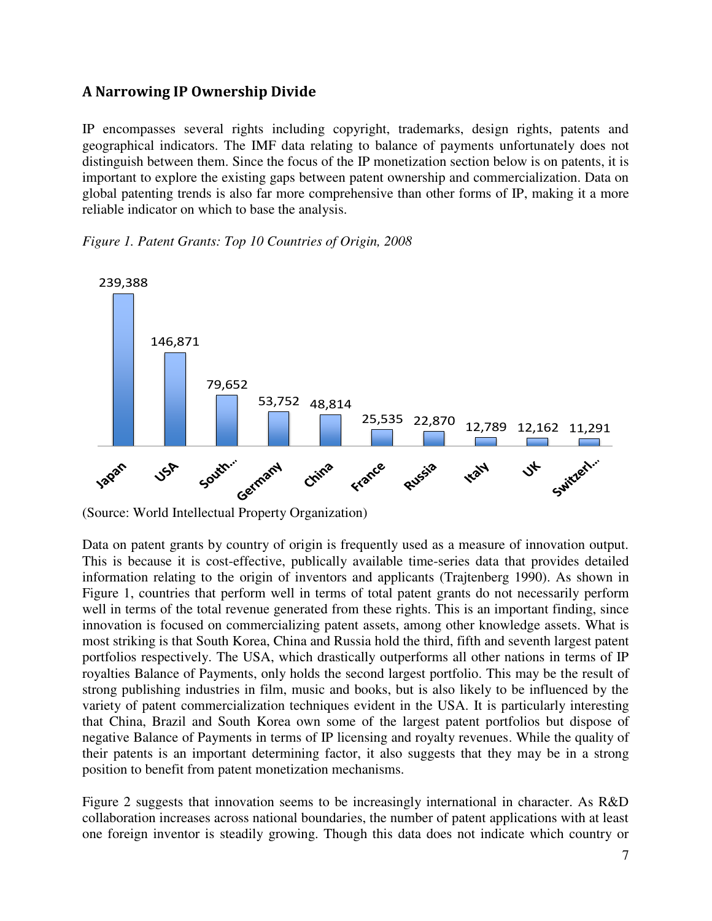## A Narrowing IP Ownership Divide

IP encompasses several rights including copyright, trademarks, design rights, patents and geographical indicators. The IMF data relating to balance of payments unfortunately does not distinguish between them. Since the focus of the IP monetization section below is on patents, it is important to explore the existing gaps between patent ownership and commercialization. Data on global patenting trends is also far more comprehensive than other forms of IP, making it a more reliable indicator on which to base the analysis.

*Figure 1. Patent Grants: Top 10 Countries of Origin, 2008*

| Japan | USA | South... | Germany | China | France | Russia | Italy | UK | Switzerl... |
|---|---|---|---|---|---|---|---|---|---|
| 239,388 | 146,871 | 79,652 | 53,752 | 48,814 | 25,535 | 22,870 | 12,789 | 12,162 | 11,291 |

(Source: World Intellectual Property Organization)

Data on patent grants by country of origin is frequently used as a measure of innovation output. This is because it is cost-effective, publically available time-series data that provides detailed information relating to the origin of inventors and applicants (Trajtenberg 1990). As shown in Figure 1, countries that perform well in terms of total patent grants do not necessarily perform well in terms of the total revenue generated from these rights. This is an important finding, since innovation is focused on commercializing patent assets, among other knowledge assets. What is most striking is that South Korea, China and Russia hold the third, fifth and seventh largest patent portfolios respectively. The USA, which drastically outperforms all other nations in terms of IP royalties Balance of Payments, only holds the second largest portfolio. This may be the result of strong publishing industries in film, music and books, but is also likely to be influenced by the variety of patent commercialization techniques evident in the USA. It is particularly interesting that China, Brazil and South Korea own some of the largest patent portfolios but dispose of negative Balance of Payments in terms of IP licensing and royalty revenues. While the quality of their patents is an important determining factor, it also suggests that they may be in a strong position to benefit from patent monetization mechanisms.

Figure 2 suggests that innovation seems to be increasingly international in character. As R&D collaboration increases across national boundaries, the number of patent applications with at least one foreign inventor is steadily growing. Though this data does not indicate which country or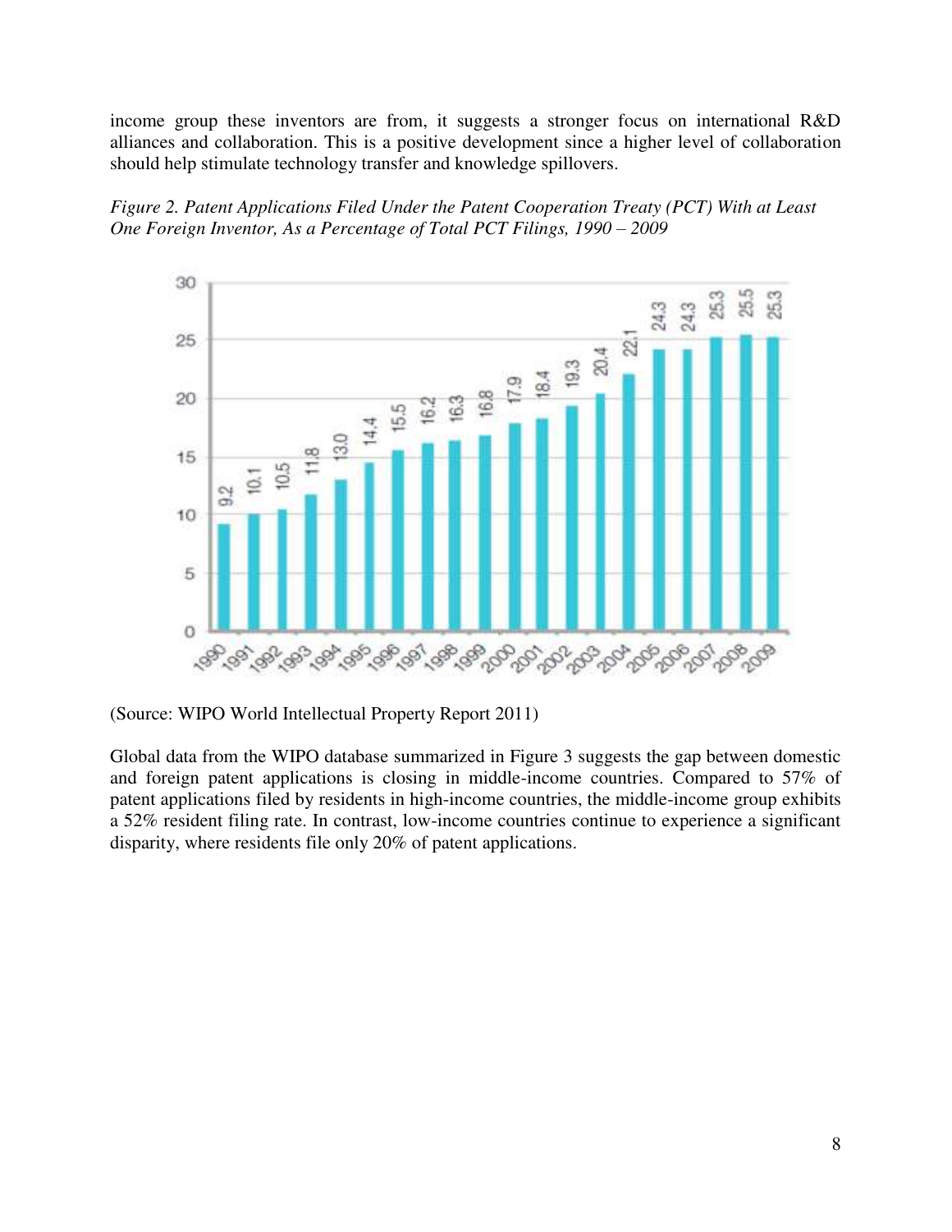income group these inventors are from, it suggests a stronger focus on international R&D alliances and collaboration. This is a positive development since a higher level of collaboration should help stimulate technology transfer and knowledge spillovers.

*Figure 2. Patent Applications Filed Under the Patent Cooperation Treaty (PCT) With at Least One Foreign Inventor, As a Percentage of Total PCT Filings, 1990 – 2009*

(Source: WIPO World Intellectual Property Report 2011)

Global data from the WIPO database summarized in Figure 3 suggests the gap between domestic and foreign patent applications is closing in middle-income countries. Compared to 57% of patent applications filed by residents in high-income countries, the middle-income group exhibits a 52% resident filing rate. In contrast, low-income countries continue to experience a significant disparity, where residents file only 20% of patent applications.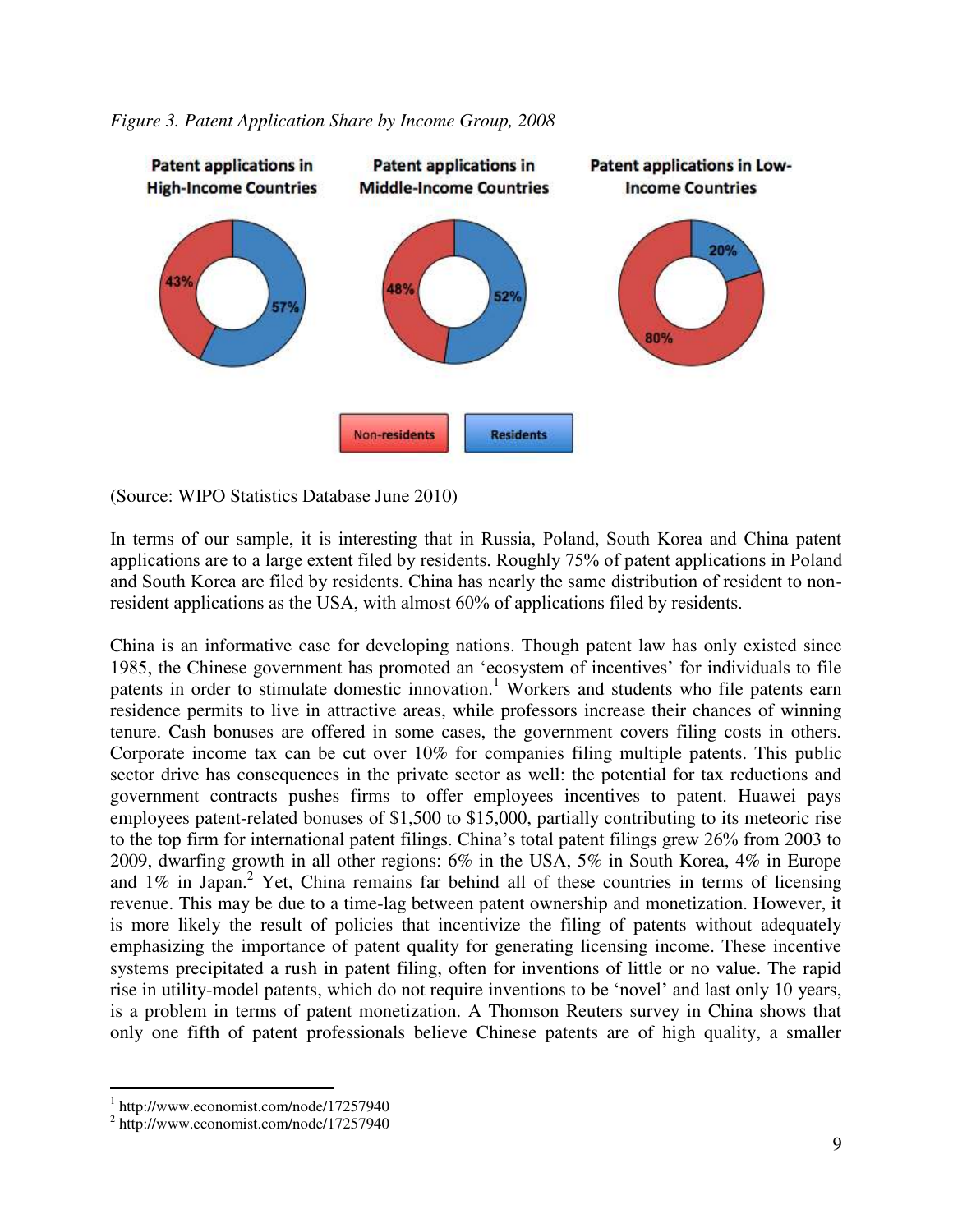*Figure 3. Patent Application Share by Income Group, 2008*

(Source: WIPO Statistics Database June 2010)

In terms of our sample, it is interesting that in Russia, Poland, South Korea and China patent applications are to a large extent filed by residents. Roughly 75% of patent applications in Poland and South Korea are filed by residents. China has nearly the same distribution of resident to non-resident applications as the USA, with almost 60% of applications filed by residents.

China is an informative case for developing nations. Though patent law has only existed since 1985, the Chinese government has promoted an 'ecosystem of incentives' for individuals to file patents in order to stimulate domestic innovation.[1] Workers and students who file patents earn residence permits to live in attractive areas, while professors increase their chances of winning tenure. Cash bonuses are offered in some cases, the government covers filing costs in others. Corporate income tax can be cut over 10% for companies filing multiple patents. This public sector drive has consequences in the private sector as well: the potential for tax reductions and government contracts pushes firms to offer employees incentives to patent. Huawei pays employees patent-related bonuses of $1,500 to $15,000, partially contributing to its meteoric rise to the top firm for international patent filings. China's total patent filings grew 26% from 2003 to 2009, dwarfing growth in all other regions: 6% in the USA, 5% in South Korea, 4% in Europe and 1% in Japan.[2] Yet, China remains far behind all of these countries in terms of licensing revenue. This may be due to a time-lag between patent ownership and monetization. However, it is more likely the result of policies that incentivize the filing of patents without adequately emphasizing the importance of patent quality for generating licensing income. These incentive systems precipitated a rush in patent filing, often for inventions of little or no value. The rapid rise in utility-model patents, which do not require inventions to be 'novel' and last only 10 years, is a problem in terms of patent monetization. A Thomson Reuters survey in China shows that only one fifth of patent professionals believe Chinese patents are of high quality, a smaller

[1] http://www.economist.com/node/17257940

[2] http://www.economist.com/node/17257940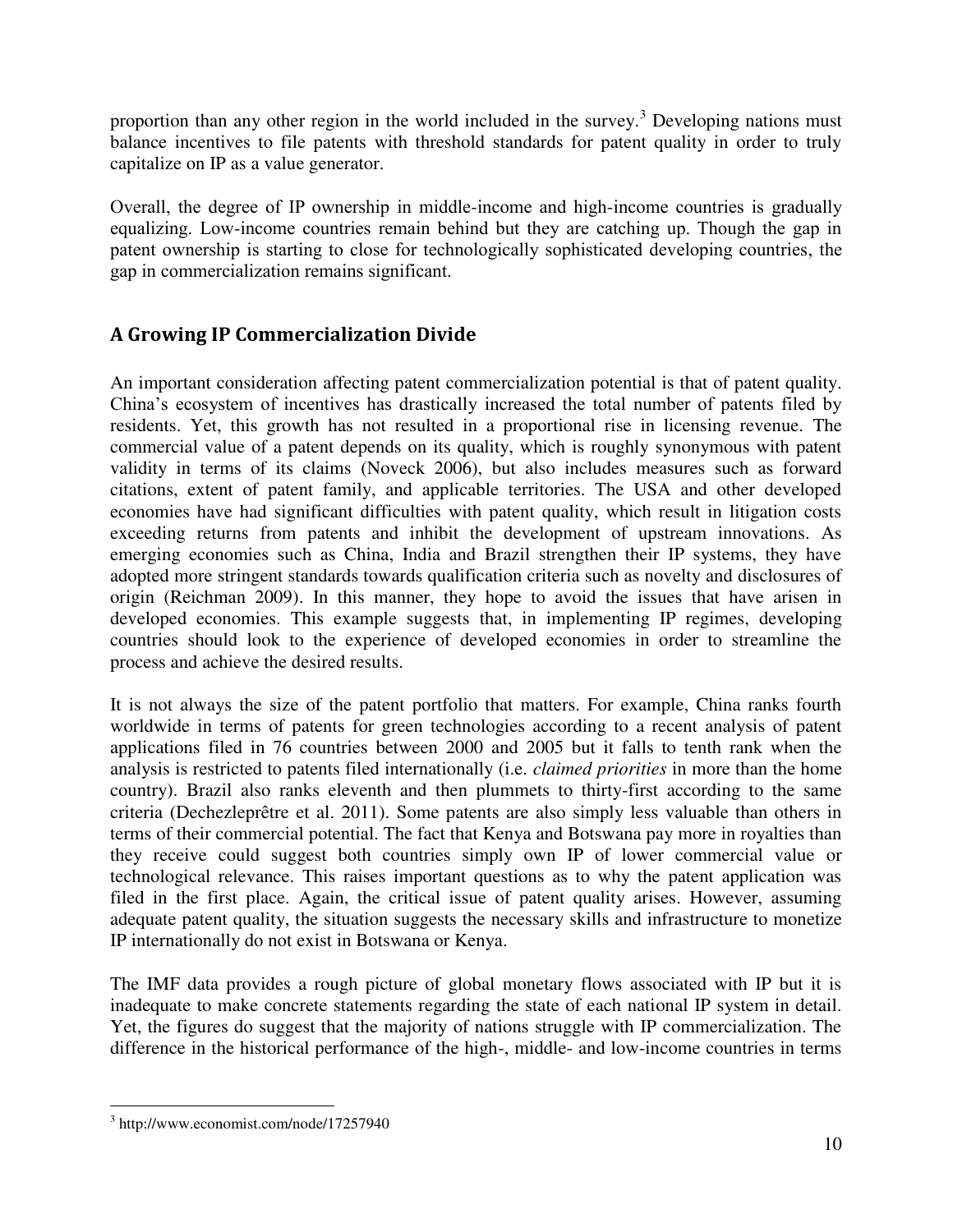proportion than any other region in the world included in the survey.[3] Developing nations must balance incentives to file patents with threshold standards for patent quality in order to truly capitalize on IP as a value generator.

Overall, the degree of IP ownership in middle-income and high-income countries is gradually equalizing. Low-income countries remain behind but they are catching up. Though the gap in patent ownership is starting to close for technologically sophisticated developing countries, the gap in commercialization remains significant.

## A Growing IP Commercialization Divide

An important consideration affecting patent commercialization potential is that of patent quality. China's ecosystem of incentives has drastically increased the total number of patents filed by residents. Yet, this growth has not resulted in a proportional rise in licensing revenue. The commercial value of a patent depends on its quality, which is roughly synonymous with patent validity in terms of its claims (Noveck 2006), but also includes measures such as forward citations, extent of patent family, and applicable territories. The USA and other developed economies have had significant difficulties with patent quality, which result in litigation costs exceeding returns from patents and inhibit the development of upstream innovations. As emerging economies such as China, India and Brazil strengthen their IP systems, they have adopted more stringent standards towards qualification criteria such as novelty and disclosures of origin (Reichman 2009). In this manner, they hope to avoid the issues that have arisen in developed economies. This example suggests that, in implementing IP regimes, developing countries should look to the experience of developed economies in order to streamline the process and achieve the desired results.

It is not always the size of the patent portfolio that matters. For example, China ranks fourth worldwide in terms of patents for green technologies according to a recent analysis of patent applications filed in 76 countries between 2000 and 2005 but it falls to tenth rank when the analysis is restricted to patents filed internationally (i.e. *claimed priorities* in more than the home country). Brazil also ranks eleventh and then plummets to thirty-first according to the same criteria (Dechezleprêtre et al. 2011). Some patents are also simply less valuable than others in terms of their commercial potential. The fact that Kenya and Botswana pay more in royalties than they receive could suggest both countries simply own IP of lower commercial value or technological relevance. This raises important questions as to why the patent application was filed in the first place. Again, the critical issue of patent quality arises. However, assuming adequate patent quality, the situation suggests the necessary skills and infrastructure to monetize IP internationally do not exist in Botswana or Kenya.

The IMF data provides a rough picture of global monetary flows associated with IP but it is inadequate to make concrete statements regarding the state of each national IP system in detail. Yet, the figures do suggest that the majority of nations struggle with IP commercialization. The difference in the historical performance of the high-, middle- and low-income countries in terms

[3] http://www.economist.com/node/17257940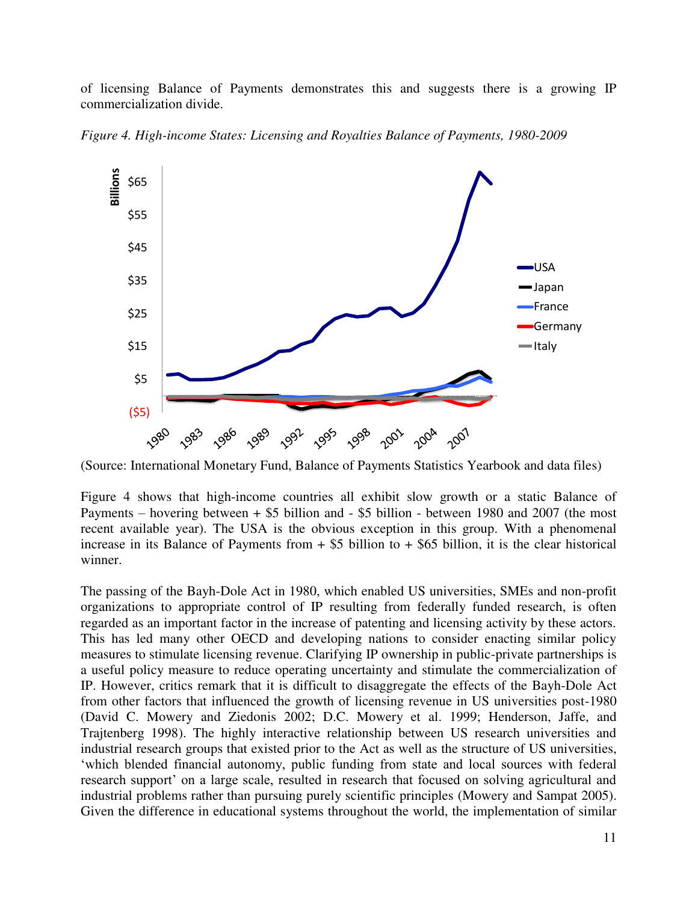of licensing Balance of Payments demonstrates this and suggests there is a growing IP commercialization divide.

*Figure 4. High-income States: Licensing and Royalties Balance of Payments, 1980-2009*

(Source: International Monetary Fund, Balance of Payments Statistics Yearbook and data files)

Figure 4 shows that high-income countries all exhibit slow growth or a static Balance of Payments – hovering between + $5 billion and - $5 billion - between 1980 and 2007 (the most recent available year). The USA is the obvious exception in this group. With a phenomenal increase in its Balance of Payments from + $5 billion to + $65 billion, it is the clear historical winner.

The passing of the Bayh-Dole Act in 1980, which enabled US universities, SMEs and non-profit organizations to appropriate control of IP resulting from federally funded research, is often regarded as an important factor in the increase of patenting and licensing activity by these actors. This has led many other OECD and developing nations to consider enacting similar policy measures to stimulate licensing revenue. Clarifying IP ownership in public-private partnerships is a useful policy measure to reduce operating uncertainty and stimulate the commercialization of IP. However, critics remark that it is difficult to disaggregate the effects of the Bayh-Dole Act from other factors that influenced the growth of licensing revenue in US universities post-1980 (David C. Mowery and Ziedonis 2002; D.C. Mowery et al. 1999; Henderson, Jaffe, and Trajtenberg 1998). The highly interactive relationship between US research universities and industrial research groups that existed prior to the Act as well as the structure of US universities, 'which blended financial autonomy, public funding from state and local sources with federal research support' on a large scale, resulted in research that focused on solving agricultural and industrial problems rather than pursuing purely scientific principles (Mowery and Sampat 2005). Given the difference in educational systems throughout the world, the implementation of similar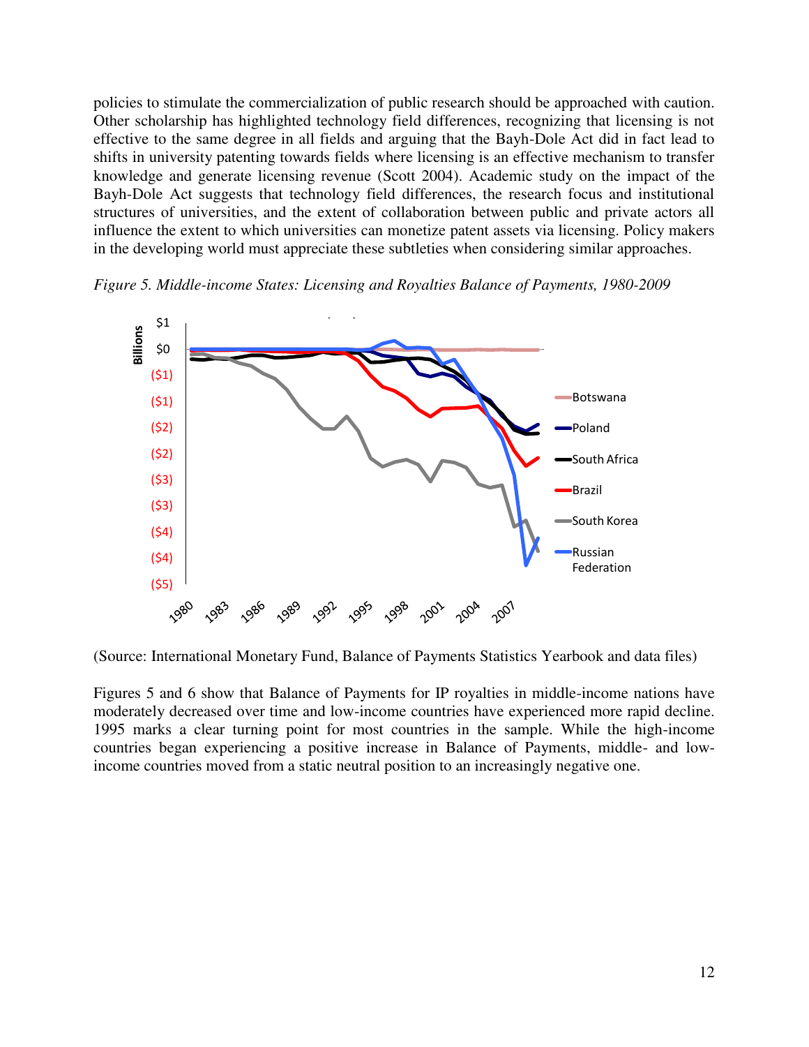policies to stimulate the commercialization of public research should be approached with caution. Other scholarship has highlighted technology field differences, recognizing that licensing is not effective to the same degree in all fields and arguing that the Bayh-Dole Act did in fact lead to shifts in university patenting towards fields where licensing is an effective mechanism to transfer knowledge and generate licensing revenue (Scott 2004). Academic study on the impact of the Bayh-Dole Act suggests that technology field differences, the research focus and institutional structures of universities, and the extent of collaboration between public and private actors all influence the extent to which universities can monetize patent assets via licensing. Policy makers in the developing world must appreciate these subtleties when considering similar approaches.

*Figure 5. Middle-income States: Licensing and Royalties Balance of Payments, 1980-2009*

(Source: International Monetary Fund, Balance of Payments Statistics Yearbook and data files)

Figures 5 and 6 show that Balance of Payments for IP royalties in middle-income nations have moderately decreased over time and low-income countries have experienced more rapid decline. 1995 marks a clear turning point for most countries in the sample. While the high-income countries began experiencing a positive increase in Balance of Payments, middle- and low-income countries moved from a static neutral position to an increasingly negative one.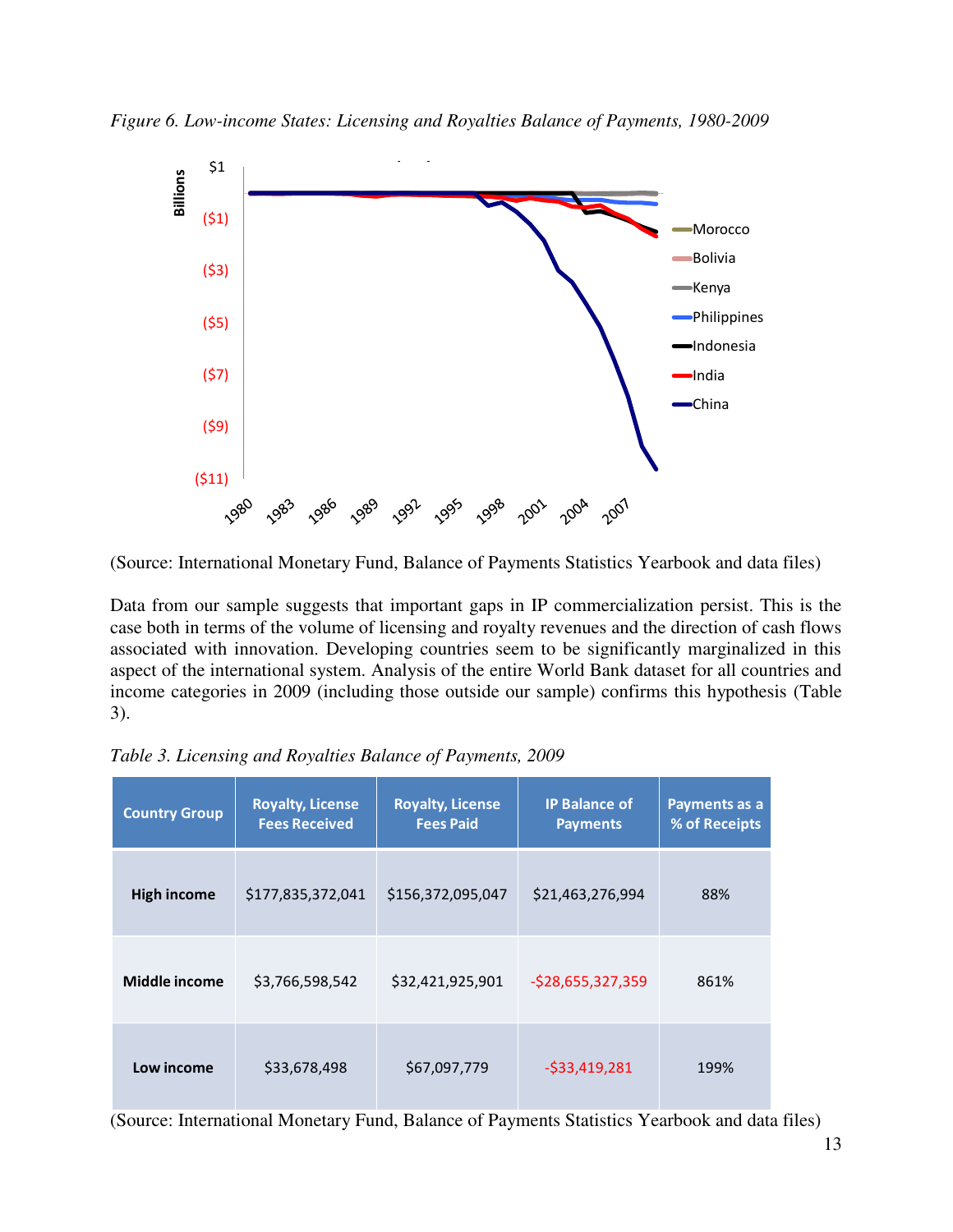*Figure 6. Low-income States: Licensing and Royalties Balance of Payments, 1980-2009*

(Source: International Monetary Fund, Balance of Payments Statistics Yearbook and data files)

Data from our sample suggests that important gaps in IP commercialization persist. This is the case both in terms of the volume of licensing and royalty revenues and the direction of cash flows associated with innovation. Developing countries seem to be significantly marginalized in this aspect of the international system. Analysis of the entire World Bank dataset for all countries and income categories in 2009 (including those outside our sample) confirms this hypothesis (Table 3).

*Table 3. Licensing and Royalties Balance of Payments, 2009*

| Country Group | Royalty, License Fees Received | Royalty, License Fees Paid | IP Balance of Payments | Payments as a % of Receipts |
|---|---|---|---|---|
| **High income** | $177,835,372,041 | $156,372,095,047 | $21,463,276,994 | 88% |
| **Middle income** | $3,766,598,542 | $32,421,925,901 | -$28,655,327,359 | 861% |
| **Low income** | $33,678,498 | $67,097,779 | -$33,419,281 | 199% |

(Source: International Monetary Fund, Balance of Payments Statistics Yearbook and data files)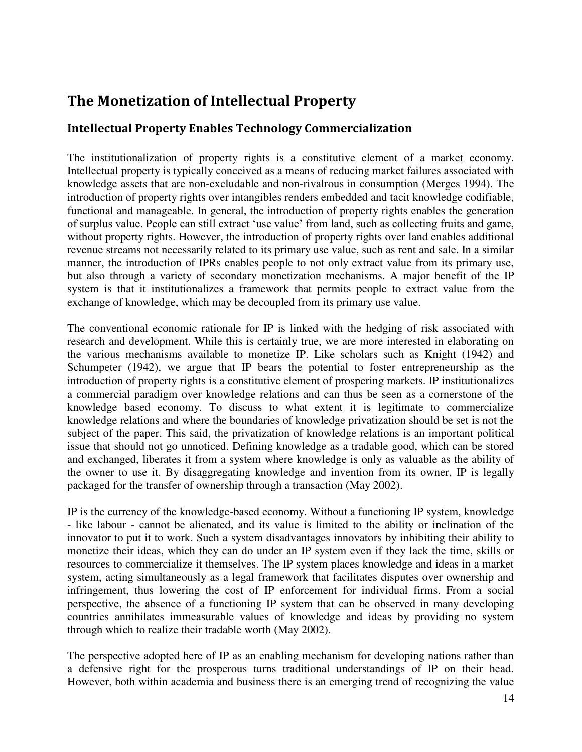## The Monetization of Intellectual Property

### Intellectual Property Enables Technology Commercialization

The institutionalization of property rights is a constitutive element of a market economy. Intellectual property is typically conceived as a means of reducing market failures associated with knowledge assets that are non-excludable and non-rivalrous in consumption (Merges 1994). The introduction of property rights over intangibles renders embedded and tacit knowledge codifiable, functional and manageable. In general, the introduction of property rights enables the generation of surplus value. People can still extract 'use value' from land, such as collecting fruits and game, without property rights. However, the introduction of property rights over land enables additional revenue streams not necessarily related to its primary use value, such as rent and sale. In a similar manner, the introduction of IPRs enables people to not only extract value from its primary use, but also through a variety of secondary monetization mechanisms. A major benefit of the IP system is that it institutionalizes a framework that permits people to extract value from the exchange of knowledge, which may be decoupled from its primary use value.

The conventional economic rationale for IP is linked with the hedging of risk associated with research and development. While this is certainly true, we are more interested in elaborating on the various mechanisms available to monetize IP. Like scholars such as Knight (1942) and Schumpeter (1942), we argue that IP bears the potential to foster entrepreneurship as the introduction of property rights is a constitutive element of prospering markets. IP institutionalizes a commercial paradigm over knowledge relations and can thus be seen as a cornerstone of the knowledge based economy. To discuss to what extent it is legitimate to commercialize knowledge relations and where the boundaries of knowledge privatization should be set is not the subject of the paper. This said, the privatization of knowledge relations is an important political issue that should not go unnoticed. Defining knowledge as a tradable good, which can be stored and exchanged, liberates it from a system where knowledge is only as valuable as the ability of the owner to use it. By disaggregating knowledge and invention from its owner, IP is legally packaged for the transfer of ownership through a transaction (May 2002).

IP is the currency of the knowledge-based economy. Without a functioning IP system, knowledge - like labour - cannot be alienated, and its value is limited to the ability or inclination of the innovator to put it to work. Such a system disadvantages innovators by inhibiting their ability to monetize their ideas, which they can do under an IP system even if they lack the time, skills or resources to commercialize it themselves. The IP system places knowledge and ideas in a market system, acting simultaneously as a legal framework that facilitates disputes over ownership and infringement, thus lowering the cost of IP enforcement for individual firms. From a social perspective, the absence of a functioning IP system that can be observed in many developing countries annihilates immeasurable values of knowledge and ideas by providing no system through which to realize their tradable worth (May 2002).

The perspective adopted here of IP as an enabling mechanism for developing nations rather than a defensive right for the prosperous turns traditional understandings of IP on their head. However, both within academia and business there is an emerging trend of recognizing the value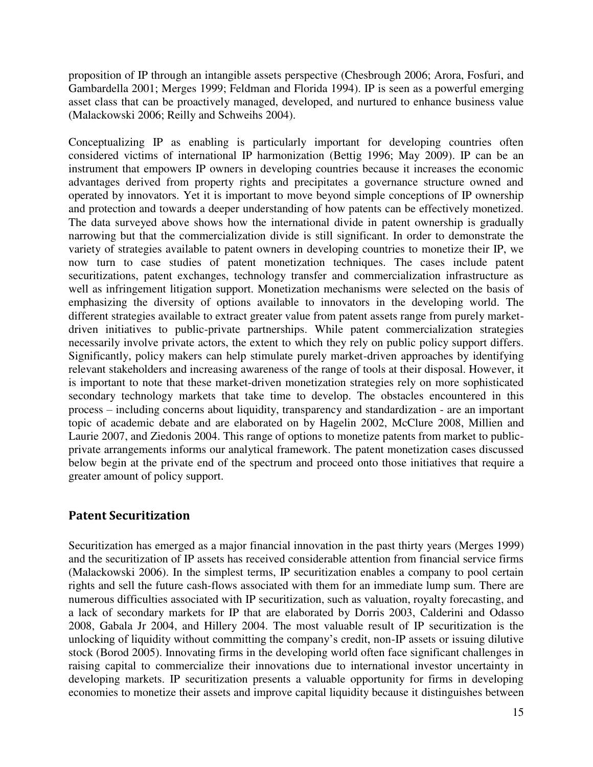proposition of IP through an intangible assets perspective (Chesbrough 2006; Arora, Fosfuri, and Gambardella 2001; Merges 1999; Feldman and Florida 1994). IP is seen as a powerful emerging asset class that can be proactively managed, developed, and nurtured to enhance business value (Malackowski 2006; Reilly and Schweihs 2004).

Conceptualizing IP as enabling is particularly important for developing countries often considered victims of international IP harmonization (Bettig 1996; May 2009). IP can be an instrument that empowers IP owners in developing countries because it increases the economic advantages derived from property rights and precipitates a governance structure owned and operated by innovators. Yet it is important to move beyond simple conceptions of IP ownership and protection and towards a deeper understanding of how patents can be effectively monetized. The data surveyed above shows how the international divide in patent ownership is gradually narrowing but that the commercialization divide is still significant. In order to demonstrate the variety of strategies available to patent owners in developing countries to monetize their IP, we now turn to case studies of patent monetization techniques. The cases include patent securitizations, patent exchanges, technology transfer and commercialization infrastructure as well as infringement litigation support. Monetization mechanisms were selected on the basis of emphasizing the diversity of options available to innovators in the developing world. The different strategies available to extract greater value from patent assets range from purely market-driven initiatives to public-private partnerships. While patent commercialization strategies necessarily involve private actors, the extent to which they rely on public policy support differs. Significantly, policy makers can help stimulate purely market-driven approaches by identifying relevant stakeholders and increasing awareness of the range of tools at their disposal. However, it is important to note that these market-driven monetization strategies rely on more sophisticated secondary technology markets that take time to develop. The obstacles encountered in this process – including concerns about liquidity, transparency and standardization - are an important topic of academic debate and are elaborated on by Hagelin 2002, McClure 2008, Millien and Laurie 2007, and Ziedonis 2004. This range of options to monetize patents from market to public-private arrangements informs our analytical framework. The patent monetization cases discussed below begin at the private end of the spectrum and proceed onto those initiatives that require a greater amount of policy support.

## Patent Securitization

Securitization has emerged as a major financial innovation in the past thirty years (Merges 1999) and the securitization of IP assets has received considerable attention from financial service firms (Malackowski 2006). In the simplest terms, IP securitization enables a company to pool certain rights and sell the future cash-flows associated with them for an immediate lump sum. There are numerous difficulties associated with IP securitization, such as valuation, royalty forecasting, and a lack of secondary markets for IP that are elaborated by Dorris 2003, Calderini and Odasso 2008, Gabala Jr 2004, and Hillery 2004. The most valuable result of IP securitization is the unlocking of liquidity without committing the company's credit, non-IP assets or issuing dilutive stock (Borod 2005). Innovating firms in the developing world often face significant challenges in raising capital to commercialize their innovations due to international investor uncertainty in developing markets. IP securitization presents a valuable opportunity for firms in developing economies to monetize their assets and improve capital liquidity because it distinguishes between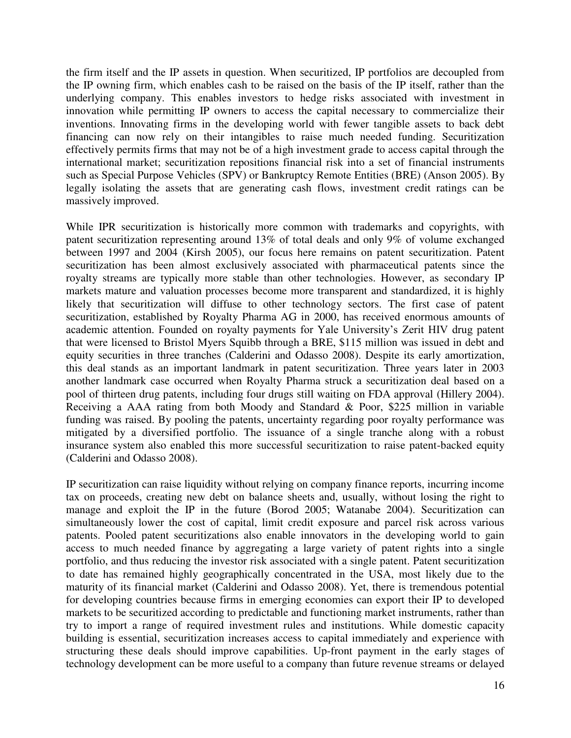the firm itself and the IP assets in question. When securitized, IP portfolios are decoupled from the IP owning firm, which enables cash to be raised on the basis of the IP itself, rather than the underlying company. This enables investors to hedge risks associated with investment in innovation while permitting IP owners to access the capital necessary to commercialize their inventions. Innovating firms in the developing world with fewer tangible assets to back debt financing can now rely on their intangibles to raise much needed funding. Securitization effectively permits firms that may not be of a high investment grade to access capital through the international market; securitization repositions financial risk into a set of financial instruments such as Special Purpose Vehicles (SPV) or Bankruptcy Remote Entities (BRE) (Anson 2005). By legally isolating the assets that are generating cash flows, investment credit ratings can be massively improved.

While IPR securitization is historically more common with trademarks and copyrights, with patent securitization representing around 13% of total deals and only 9% of volume exchanged between 1997 and 2004 (Kirsh 2005), our focus here remains on patent securitization. Patent securitization has been almost exclusively associated with pharmaceutical patents since the royalty streams are typically more stable than other technologies. However, as secondary IP markets mature and valuation processes become more transparent and standardized, it is highly likely that securitization will diffuse to other technology sectors. The first case of patent securitization, established by Royalty Pharma AG in 2000, has received enormous amounts of academic attention. Founded on royalty payments for Yale University's Zerit HIV drug patent that were licensed to Bristol Myers Squibb through a BRE, $115 million was issued in debt and equity securities in three tranches (Calderini and Odasso 2008). Despite its early amortization, this deal stands as an important landmark in patent securitization. Three years later in 2003 another landmark case occurred when Royalty Pharma struck a securitization deal based on a pool of thirteen drug patents, including four drugs still waiting on FDA approval (Hillery 2004). Receiving a AAA rating from both Moody and Standard & Poor, $225 million in variable funding was raised. By pooling the patents, uncertainty regarding poor royalty performance was mitigated by a diversified portfolio. The issuance of a single tranche along with a robust insurance system also enabled this more successful securitization to raise patent-backed equity (Calderini and Odasso 2008).

IP securitization can raise liquidity without relying on company finance reports, incurring income tax on proceeds, creating new debt on balance sheets and, usually, without losing the right to manage and exploit the IP in the future (Borod 2005; Watanabe 2004). Securitization can simultaneously lower the cost of capital, limit credit exposure and parcel risk across various patents. Pooled patent securitizations also enable innovators in the developing world to gain access to much needed finance by aggregating a large variety of patent rights into a single portfolio, and thus reducing the investor risk associated with a single patent. Patent securitization to date has remained highly geographically concentrated in the USA, most likely due to the maturity of its financial market (Calderini and Odasso 2008). Yet, there is tremendous potential for developing countries because firms in emerging economies can export their IP to developed markets to be securitized according to predictable and functioning market instruments, rather than try to import a range of required investment rules and institutions. While domestic capacity building is essential, securitization increases access to capital immediately and experience with structuring these deals should improve capabilities. Up-front payment in the early stages of technology development can be more useful to a company than future revenue streams or delayed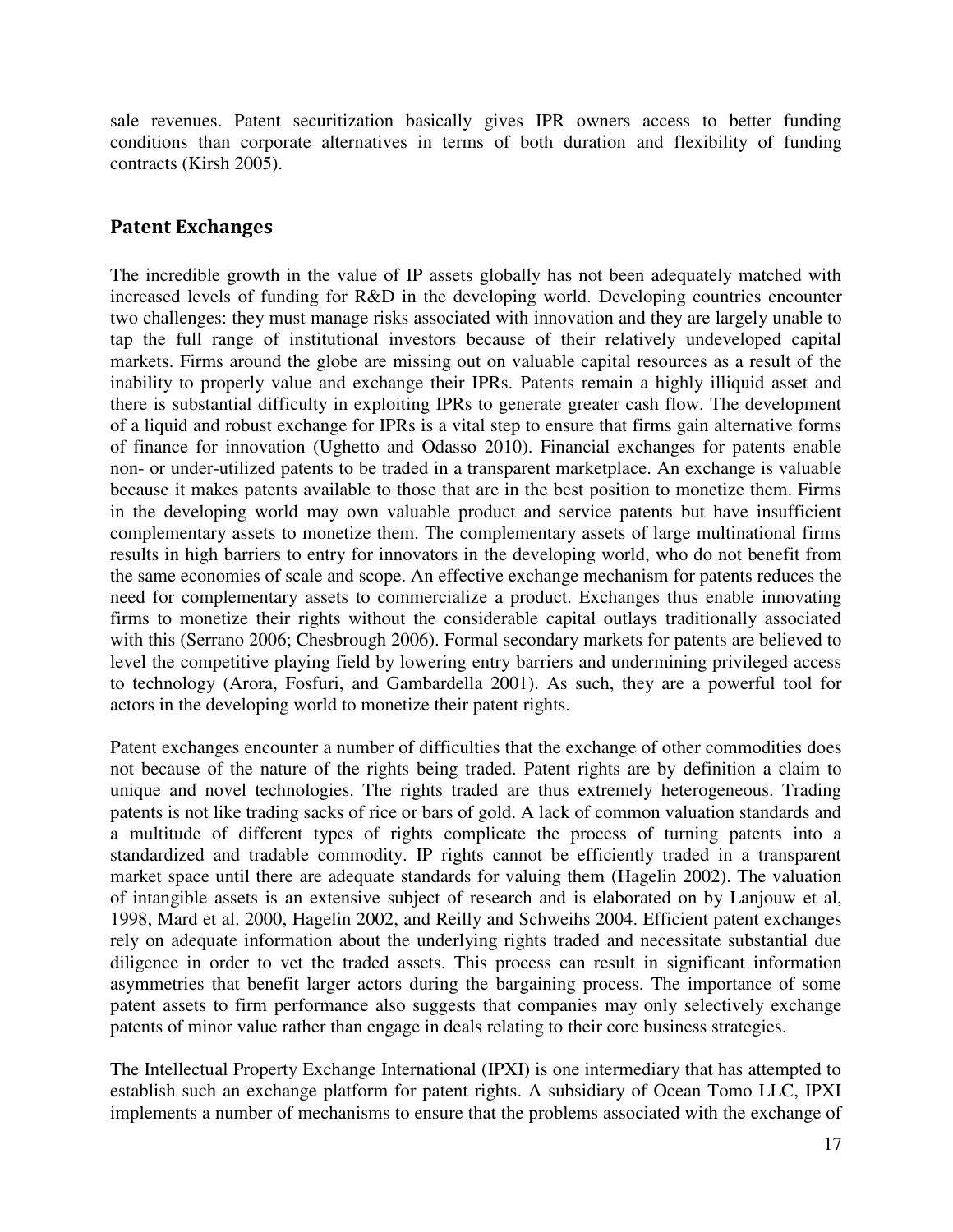sale revenues. Patent securitization basically gives IPR owners access to better funding conditions than corporate alternatives in terms of both duration and flexibility of funding contracts (Kirsh 2005).

## Patent Exchanges

The incredible growth in the value of IP assets globally has not been adequately matched with increased levels of funding for R&D in the developing world. Developing countries encounter two challenges: they must manage risks associated with innovation and they are largely unable to tap the full range of institutional investors because of their relatively undeveloped capital markets. Firms around the globe are missing out on valuable capital resources as a result of the inability to properly value and exchange their IPRs. Patents remain a highly illiquid asset and there is substantial difficulty in exploiting IPRs to generate greater cash flow. The development of a liquid and robust exchange for IPRs is a vital step to ensure that firms gain alternative forms of finance for innovation (Ughetto and Odasso 2010). Financial exchanges for patents enable non- or under-utilized patents to be traded in a transparent marketplace. An exchange is valuable because it makes patents available to those that are in the best position to monetize them. Firms in the developing world may own valuable product and service patents but have insufficient complementary assets to monetize them. The complementary assets of large multinational firms results in high barriers to entry for innovators in the developing world, who do not benefit from the same economies of scale and scope. An effective exchange mechanism for patents reduces the need for complementary assets to commercialize a product. Exchanges thus enable innovating firms to monetize their rights without the considerable capital outlays traditionally associated with this (Serrano 2006; Chesbrough 2006). Formal secondary markets for patents are believed to level the competitive playing field by lowering entry barriers and undermining privileged access to technology (Arora, Fosfuri, and Gambardella 2001). As such, they are a powerful tool for actors in the developing world to monetize their patent rights.

Patent exchanges encounter a number of difficulties that the exchange of other commodities does not because of the nature of the rights being traded. Patent rights are by definition a claim to unique and novel technologies. The rights traded are thus extremely heterogeneous. Trading patents is not like trading sacks of rice or bars of gold. A lack of common valuation standards and a multitude of different types of rights complicate the process of turning patents into a standardized and tradable commodity. IP rights cannot be efficiently traded in a transparent market space until there are adequate standards for valuing them (Hagelin 2002). The valuation of intangible assets is an extensive subject of research and is elaborated on by Lanjouw et al, 1998, Mard et al. 2000, Hagelin 2002, and Reilly and Schweihs 2004. Efficient patent exchanges rely on adequate information about the underlying rights traded and necessitate substantial due diligence in order to vet the traded assets. This process can result in significant information asymmetries that benefit larger actors during the bargaining process. The importance of some patent assets to firm performance also suggests that companies may only selectively exchange patents of minor value rather than engage in deals relating to their core business strategies.

The Intellectual Property Exchange International (IPXI) is one intermediary that has attempted to establish such an exchange platform for patent rights. A subsidiary of Ocean Tomo LLC, IPXI implements a number of mechanisms to ensure that the problems associated with the exchange of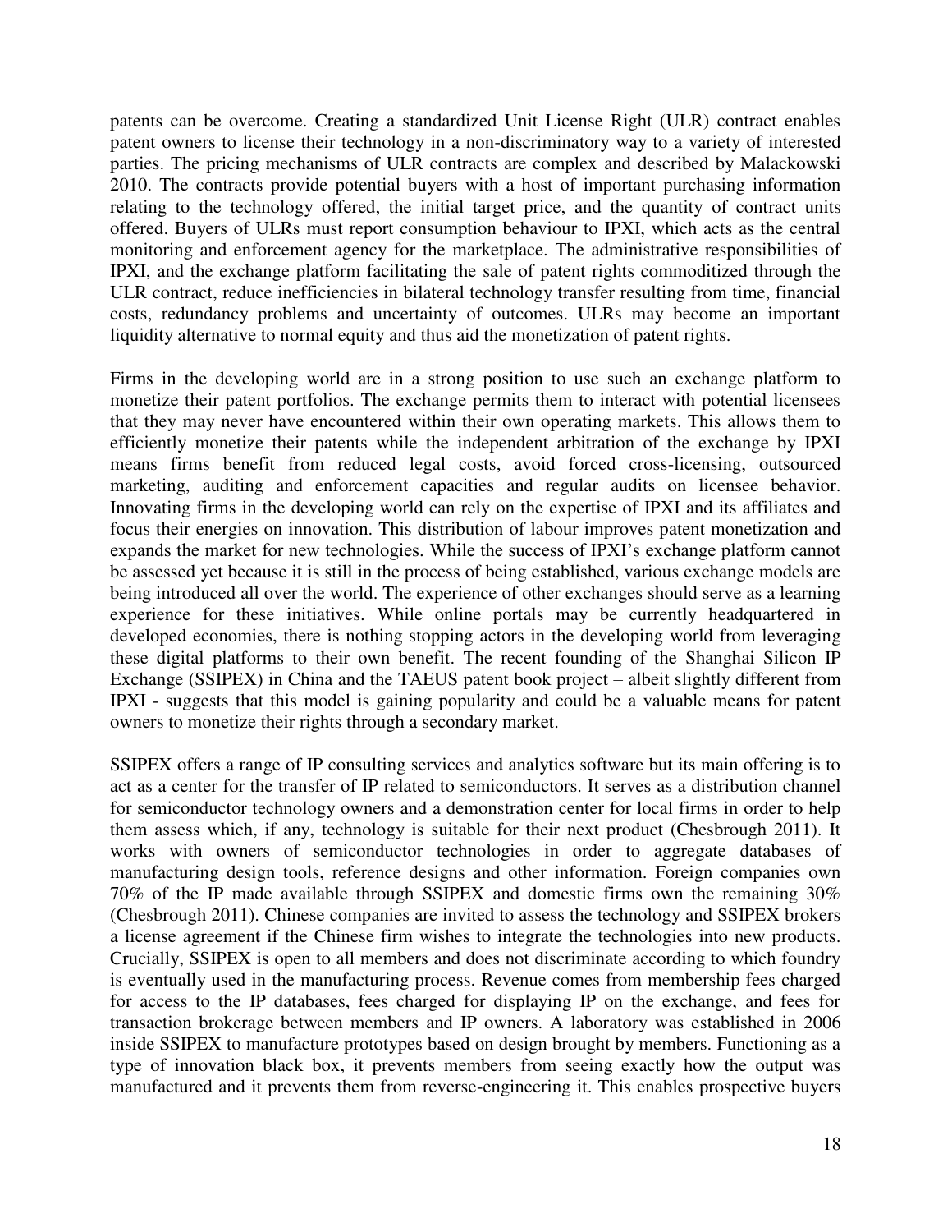patents can be overcome. Creating a standardized Unit License Right (ULR) contract enables patent owners to license their technology in a non-discriminatory way to a variety of interested parties. The pricing mechanisms of ULR contracts are complex and described by Malackowski 2010. The contracts provide potential buyers with a host of important purchasing information relating to the technology offered, the initial target price, and the quantity of contract units offered. Buyers of ULRs must report consumption behaviour to IPXI, which acts as the central monitoring and enforcement agency for the marketplace. The administrative responsibilities of IPXI, and the exchange platform facilitating the sale of patent rights commoditized through the ULR contract, reduce inefficiencies in bilateral technology transfer resulting from time, financial costs, redundancy problems and uncertainty of outcomes. ULRs may become an important liquidity alternative to normal equity and thus aid the monetization of patent rights.

Firms in the developing world are in a strong position to use such an exchange platform to monetize their patent portfolios. The exchange permits them to interact with potential licensees that they may never have encountered within their own operating markets. This allows them to efficiently monetize their patents while the independent arbitration of the exchange by IPXI means firms benefit from reduced legal costs, avoid forced cross-licensing, outsourced marketing, auditing and enforcement capacities and regular audits on licensee behavior. Innovating firms in the developing world can rely on the expertise of IPXI and its affiliates and focus their energies on innovation. This distribution of labour improves patent monetization and expands the market for new technologies. While the success of IPXI's exchange platform cannot be assessed yet because it is still in the process of being established, various exchange models are being introduced all over the world. The experience of other exchanges should serve as a learning experience for these initiatives. While online portals may be currently headquartered in developed economies, there is nothing stopping actors in the developing world from leveraging these digital platforms to their own benefit. The recent founding of the Shanghai Silicon IP Exchange (SSIPEX) in China and the TAEUS patent book project – albeit slightly different from IPXI - suggests that this model is gaining popularity and could be a valuable means for patent owners to monetize their rights through a secondary market.

SSIPEX offers a range of IP consulting services and analytics software but its main offering is to act as a center for the transfer of IP related to semiconductors. It serves as a distribution channel for semiconductor technology owners and a demonstration center for local firms in order to help them assess which, if any, technology is suitable for their next product (Chesbrough 2011). It works with owners of semiconductor technologies in order to aggregate databases of manufacturing design tools, reference designs and other information. Foreign companies own 70% of the IP made available through SSIPEX and domestic firms own the remaining 30% (Chesbrough 2011). Chinese companies are invited to assess the technology and SSIPEX brokers a license agreement if the Chinese firm wishes to integrate the technologies into new products. Crucially, SSIPEX is open to all members and does not discriminate according to which foundry is eventually used in the manufacturing process. Revenue comes from membership fees charged for access to the IP databases, fees charged for displaying IP on the exchange, and fees for transaction brokerage between members and IP owners. A laboratory was established in 2006 inside SSIPEX to manufacture prototypes based on design brought by members. Functioning as a type of innovation black box, it prevents members from seeing exactly how the output was manufactured and it prevents them from reverse-engineering it. This enables prospective buyers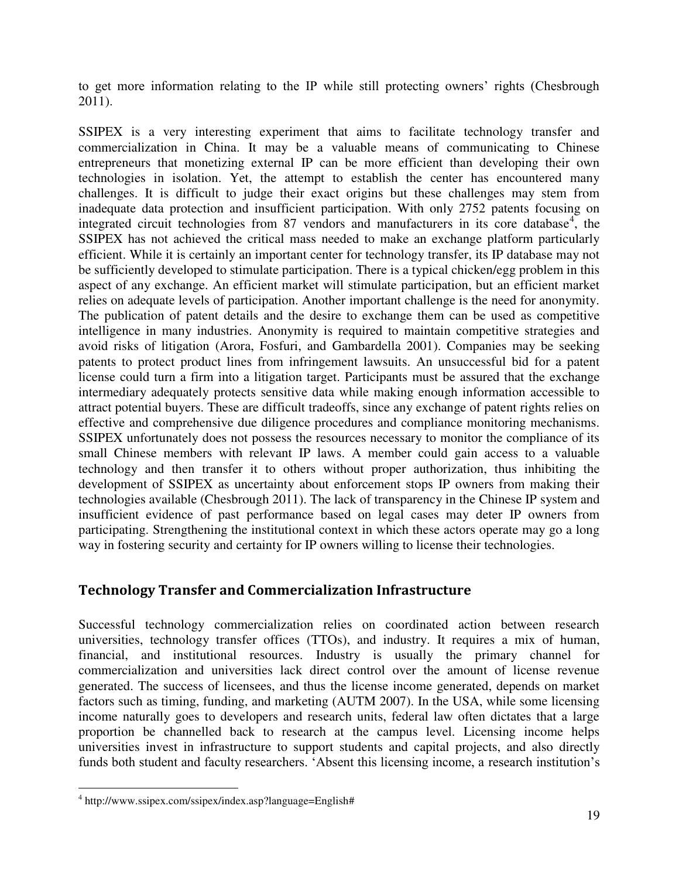to get more information relating to the IP while still protecting owners' rights (Chesbrough 2011).

SSIPEX is a very interesting experiment that aims to facilitate technology transfer and commercialization in China. It may be a valuable means of communicating to Chinese entrepreneurs that monetizing external IP can be more efficient than developing their own technologies in isolation. Yet, the attempt to establish the center has encountered many challenges. It is difficult to judge their exact origins but these challenges may stem from inadequate data protection and insufficient participation. With only 2752 patents focusing on integrated circuit technologies from 87 vendors and manufacturers in its core database[4], the SSIPEX has not achieved the critical mass needed to make an exchange platform particularly efficient. While it is certainly an important center for technology transfer, its IP database may not be sufficiently developed to stimulate participation. There is a typical chicken/egg problem in this aspect of any exchange. An efficient market will stimulate participation, but an efficient market relies on adequate levels of participation. Another important challenge is the need for anonymity. The publication of patent details and the desire to exchange them can be used as competitive intelligence in many industries. Anonymity is required to maintain competitive strategies and avoid risks of litigation (Arora, Fosfuri, and Gambardella 2001). Companies may be seeking patents to protect product lines from infringement lawsuits. An unsuccessful bid for a patent license could turn a firm into a litigation target. Participants must be assured that the exchange intermediary adequately protects sensitive data while making enough information accessible to attract potential buyers. These are difficult tradeoffs, since any exchange of patent rights relies on effective and comprehensive due diligence procedures and compliance monitoring mechanisms. SSIPEX unfortunately does not possess the resources necessary to monitor the compliance of its small Chinese members with relevant IP laws. A member could gain access to a valuable technology and then transfer it to others without proper authorization, thus inhibiting the development of SSIPEX as uncertainty about enforcement stops IP owners from making their technologies available (Chesbrough 2011). The lack of transparency in the Chinese IP system and insufficient evidence of past performance based on legal cases may deter IP owners from participating. Strengthening the institutional context in which these actors operate may go a long way in fostering security and certainty for IP owners willing to license their technologies.

## Technology Transfer and Commercialization Infrastructure

Successful technology commercialization relies on coordinated action between research universities, technology transfer offices (TTOs), and industry. It requires a mix of human, financial, and institutional resources. Industry is usually the primary channel for commercialization and universities lack direct control over the amount of license revenue generated. The success of licensees, and thus the license income generated, depends on market factors such as timing, funding, and marketing (AUTM 2007). In the USA, while some licensing income naturally goes to developers and research units, federal law often dictates that a large proportion be channelled back to research at the campus level. Licensing income helps universities invest in infrastructure to support students and capital projects, and also directly funds both student and faculty researchers. 'Absent this licensing income, a research institution's

[4] http://www.ssipex.com/ssipex/index.asp?language=English#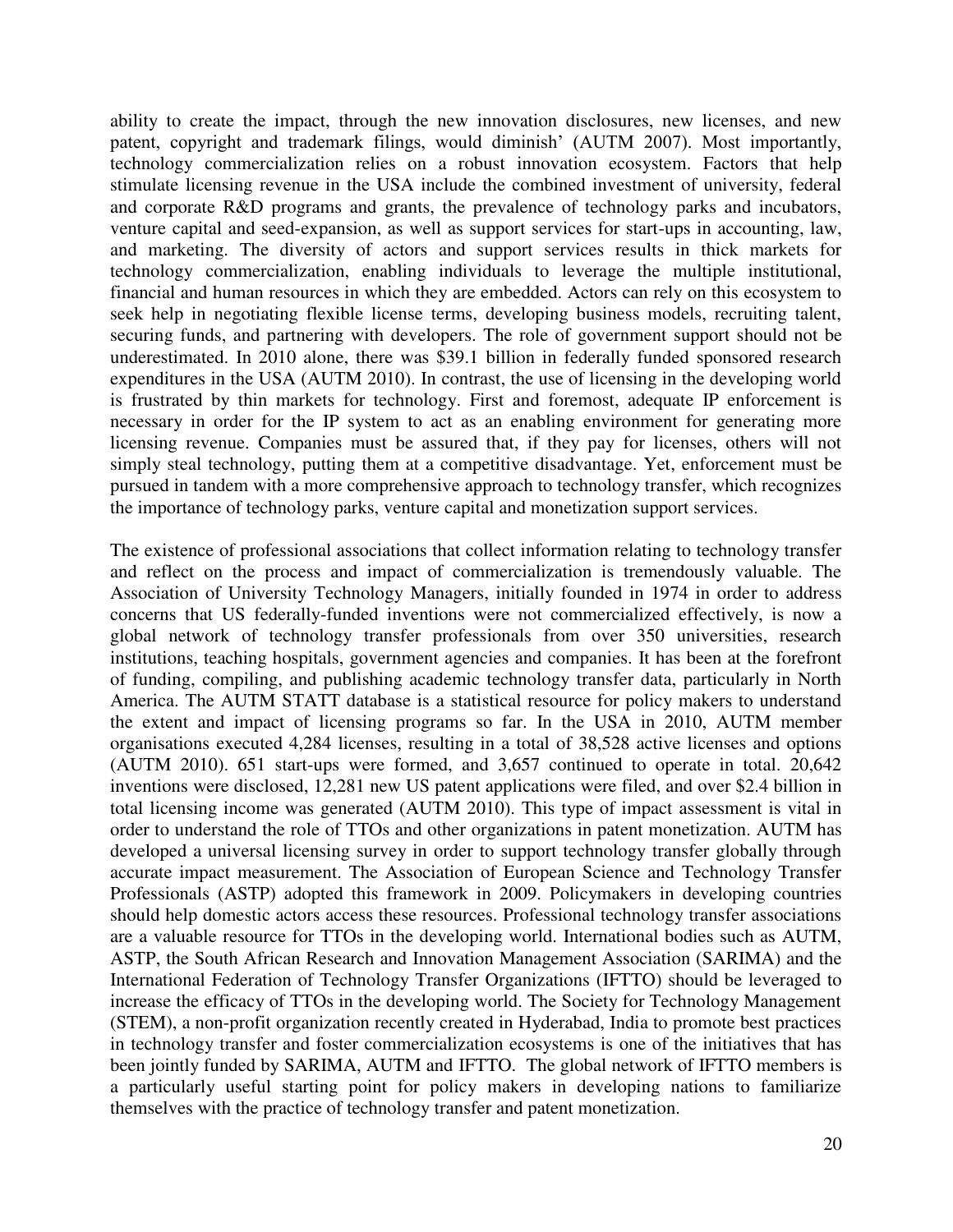ability to create the impact, through the new innovation disclosures, new licenses, and new patent, copyright and trademark filings, would diminish' (AUTM 2007). Most importantly, technology commercialization relies on a robust innovation ecosystem. Factors that help stimulate licensing revenue in the USA include the combined investment of university, federal and corporate R&D programs and grants, the prevalence of technology parks and incubators, venture capital and seed-expansion, as well as support services for start-ups in accounting, law, and marketing. The diversity of actors and support services results in thick markets for technology commercialization, enabling individuals to leverage the multiple institutional, financial and human resources in which they are embedded. Actors can rely on this ecosystem to seek help in negotiating flexible license terms, developing business models, recruiting talent, securing funds, and partnering with developers. The role of government support should not be underestimated. In 2010 alone, there was $39.1 billion in federally funded sponsored research expenditures in the USA (AUTM 2010). In contrast, the use of licensing in the developing world is frustrated by thin markets for technology. First and foremost, adequate IP enforcement is necessary in order for the IP system to act as an enabling environment for generating more licensing revenue. Companies must be assured that, if they pay for licenses, others will not simply steal technology, putting them at a competitive disadvantage. Yet, enforcement must be pursued in tandem with a more comprehensive approach to technology transfer, which recognizes the importance of technology parks, venture capital and monetization support services.

The existence of professional associations that collect information relating to technology transfer and reflect on the process and impact of commercialization is tremendously valuable. The Association of University Technology Managers, initially founded in 1974 in order to address concerns that US federally-funded inventions were not commercialized effectively, is now a global network of technology transfer professionals from over 350 universities, research institutions, teaching hospitals, government agencies and companies. It has been at the forefront of funding, compiling, and publishing academic technology transfer data, particularly in North America. The AUTM STATT database is a statistical resource for policy makers to understand the extent and impact of licensing programs so far. In the USA in 2010, AUTM member organisations executed 4,284 licenses, resulting in a total of 38,528 active licenses and options (AUTM 2010). 651 start-ups were formed, and 3,657 continued to operate in total. 20,642 inventions were disclosed, 12,281 new US patent applications were filed, and over $2.4 billion in total licensing income was generated (AUTM 2010). This type of impact assessment is vital in order to understand the role of TTOs and other organizations in patent monetization. AUTM has developed a universal licensing survey in order to support technology transfer globally through accurate impact measurement. The Association of European Science and Technology Transfer Professionals (ASTP) adopted this framework in 2009. Policymakers in developing countries should help domestic actors access these resources. Professional technology transfer associations are a valuable resource for TTOs in the developing world. International bodies such as AUTM, ASTP, the South African Research and Innovation Management Association (SARIMA) and the International Federation of Technology Transfer Organizations (IFTTO) should be leveraged to increase the efficacy of TTOs in the developing world. The Society for Technology Management (STEM), a non-profit organization recently created in Hyderabad, India to promote best practices in technology transfer and foster commercialization ecosystems is one of the initiatives that has been jointly funded by SARIMA, AUTM and IFTTO. The global network of IFTTO members is a particularly useful starting point for policy makers in developing nations to familiarize themselves with the practice of technology transfer and patent monetization.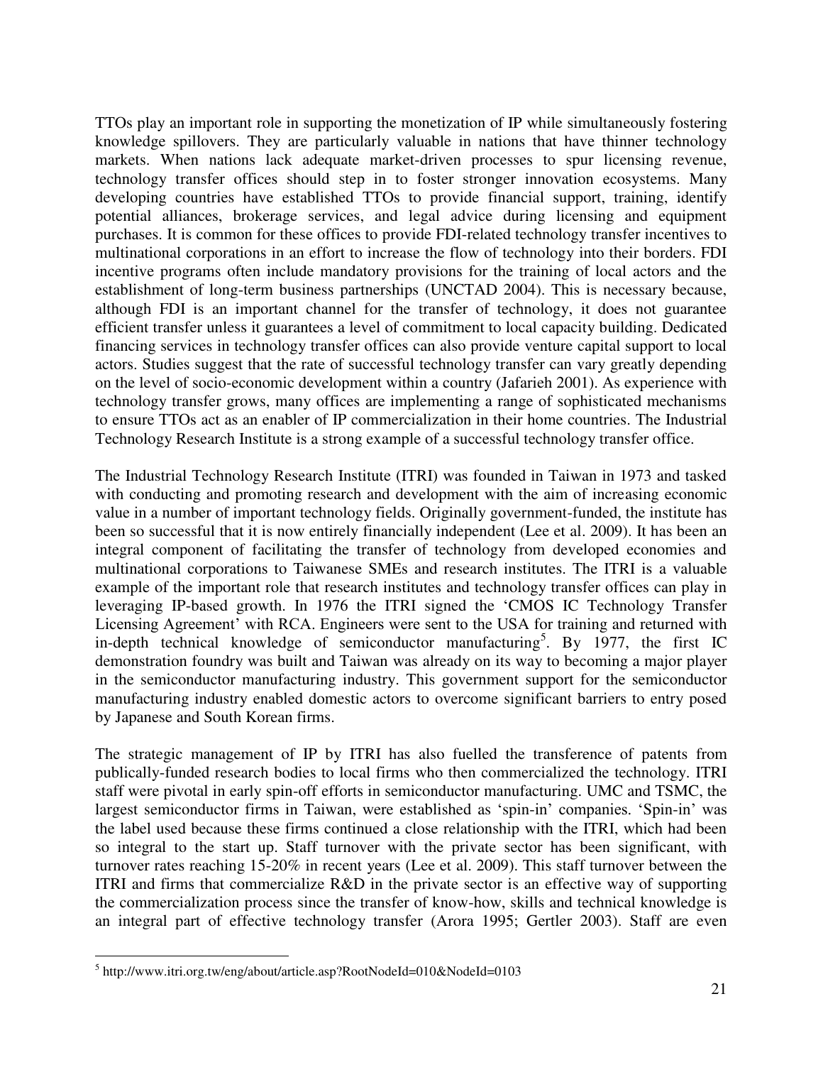TTOs play an important role in supporting the monetization of IP while simultaneously fostering knowledge spillovers. They are particularly valuable in nations that have thinner technology markets. When nations lack adequate market-driven processes to spur licensing revenue, technology transfer offices should step in to foster stronger innovation ecosystems. Many developing countries have established TTOs to provide financial support, training, identify potential alliances, brokerage services, and legal advice during licensing and equipment purchases. It is common for these offices to provide FDI-related technology transfer incentives to multinational corporations in an effort to increase the flow of technology into their borders. FDI incentive programs often include mandatory provisions for the training of local actors and the establishment of long-term business partnerships (UNCTAD 2004). This is necessary because, although FDI is an important channel for the transfer of technology, it does not guarantee efficient transfer unless it guarantees a level of commitment to local capacity building. Dedicated financing services in technology transfer offices can also provide venture capital support to local actors. Studies suggest that the rate of successful technology transfer can vary greatly depending on the level of socio-economic development within a country (Jafarieh 2001). As experience with technology transfer grows, many offices are implementing a range of sophisticated mechanisms to ensure TTOs act as an enabler of IP commercialization in their home countries. The Industrial Technology Research Institute is a strong example of a successful technology transfer office.

The Industrial Technology Research Institute (ITRI) was founded in Taiwan in 1973 and tasked with conducting and promoting research and development with the aim of increasing economic value in a number of important technology fields. Originally government-funded, the institute has been so successful that it is now entirely financially independent (Lee et al. 2009). It has been an integral component of facilitating the transfer of technology from developed economies and multinational corporations to Taiwanese SMEs and research institutes. The ITRI is a valuable example of the important role that research institutes and technology transfer offices can play in leveraging IP-based growth. In 1976 the ITRI signed the 'CMOS IC Technology Transfer Licensing Agreement' with RCA. Engineers were sent to the USA for training and returned with in-depth technical knowledge of semiconductor manufacturing[5]. By 1977, the first IC demonstration foundry was built and Taiwan was already on its way to becoming a major player in the semiconductor manufacturing industry. This government support for the semiconductor manufacturing industry enabled domestic actors to overcome significant barriers to entry posed by Japanese and South Korean firms.

The strategic management of IP by ITRI has also fuelled the transference of patents from publically-funded research bodies to local firms who then commercialized the technology. ITRI staff were pivotal in early spin-off efforts in semiconductor manufacturing. UMC and TSMC, the largest semiconductor firms in Taiwan, were established as 'spin-in' companies. 'Spin-in' was the label used because these firms continued a close relationship with the ITRI, which had been so integral to the start up. Staff turnover with the private sector has been significant, with turnover rates reaching 15-20% in recent years (Lee et al. 2009). This staff turnover between the ITRI and firms that commercialize R&D in the private sector is an effective way of supporting the commercialization process since the transfer of know-how, skills and technical knowledge is an integral part of effective technology transfer (Arora 1995; Gertler 2003). Staff are even

[5] http://www.itri.org.tw/eng/about/article.asp?RootNodeId=010&NodeId=0103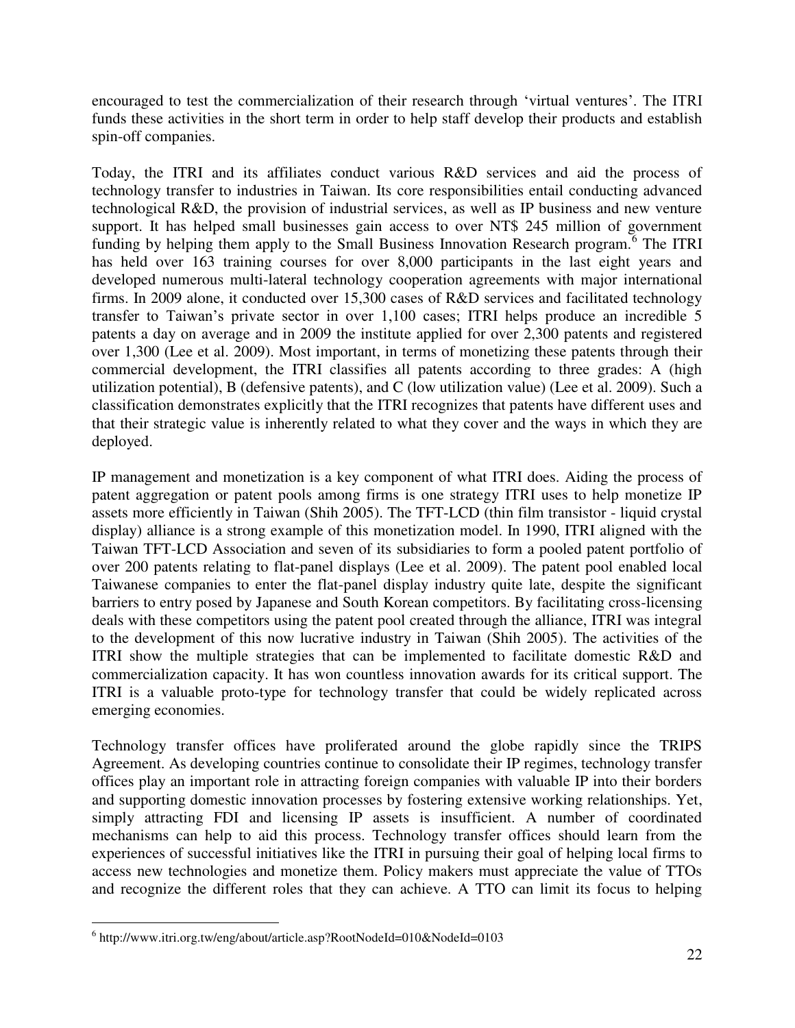encouraged to test the commercialization of their research through 'virtual ventures'. The ITRI funds these activities in the short term in order to help staff develop their products and establish spin-off companies.

Today, the ITRI and its affiliates conduct various R&D services and aid the process of technology transfer to industries in Taiwan. Its core responsibilities entail conducting advanced technological R&D, the provision of industrial services, as well as IP business and new venture support. It has helped small businesses gain access to over NT$ 245 million of government funding by helping them apply to the Small Business Innovation Research program.[6] The ITRI has held over 163 training courses for over 8,000 participants in the last eight years and developed numerous multi-lateral technology cooperation agreements with major international firms. In 2009 alone, it conducted over 15,300 cases of R&D services and facilitated technology transfer to Taiwan's private sector in over 1,100 cases; ITRI helps produce an incredible 5 patents a day on average and in 2009 the institute applied for over 2,300 patents and registered over 1,300 (Lee et al. 2009). Most important, in terms of monetizing these patents through their commercial development, the ITRI classifies all patents according to three grades: A (high utilization potential), B (defensive patents), and C (low utilization value) (Lee et al. 2009). Such a classification demonstrates explicitly that the ITRI recognizes that patents have different uses and that their strategic value is inherently related to what they cover and the ways in which they are deployed.

IP management and monetization is a key component of what ITRI does. Aiding the process of patent aggregation or patent pools among firms is one strategy ITRI uses to help monetize IP assets more efficiently in Taiwan (Shih 2005). The TFT-LCD (thin film transistor - liquid crystal display) alliance is a strong example of this monetization model. In 1990, ITRI aligned with the Taiwan TFT-LCD Association and seven of its subsidiaries to form a pooled patent portfolio of over 200 patents relating to flat-panel displays (Lee et al. 2009). The patent pool enabled local Taiwanese companies to enter the flat-panel display industry quite late, despite the significant barriers to entry posed by Japanese and South Korean competitors. By facilitating cross-licensing deals with these competitors using the patent pool created through the alliance, ITRI was integral to the development of this now lucrative industry in Taiwan (Shih 2005). The activities of the ITRI show the multiple strategies that can be implemented to facilitate domestic R&D and commercialization capacity. It has won countless innovation awards for its critical support. The ITRI is a valuable proto-type for technology transfer that could be widely replicated across emerging economies.

Technology transfer offices have proliferated around the globe rapidly since the TRIPS Agreement. As developing countries continue to consolidate their IP regimes, technology transfer offices play an important role in attracting foreign companies with valuable IP into their borders and supporting domestic innovation processes by fostering extensive working relationships. Yet, simply attracting FDI and licensing IP assets is insufficient. A number of coordinated mechanisms can help to aid this process. Technology transfer offices should learn from the experiences of successful initiatives like the ITRI in pursuing their goal of helping local firms to access new technologies and monetize them. Policy makers must appreciate the value of TTOs and recognize the different roles that they can achieve. A TTO can limit its focus to helping

[6] http://www.itri.org.tw/eng/about/article.asp?RootNodeId=010&NodeId=0103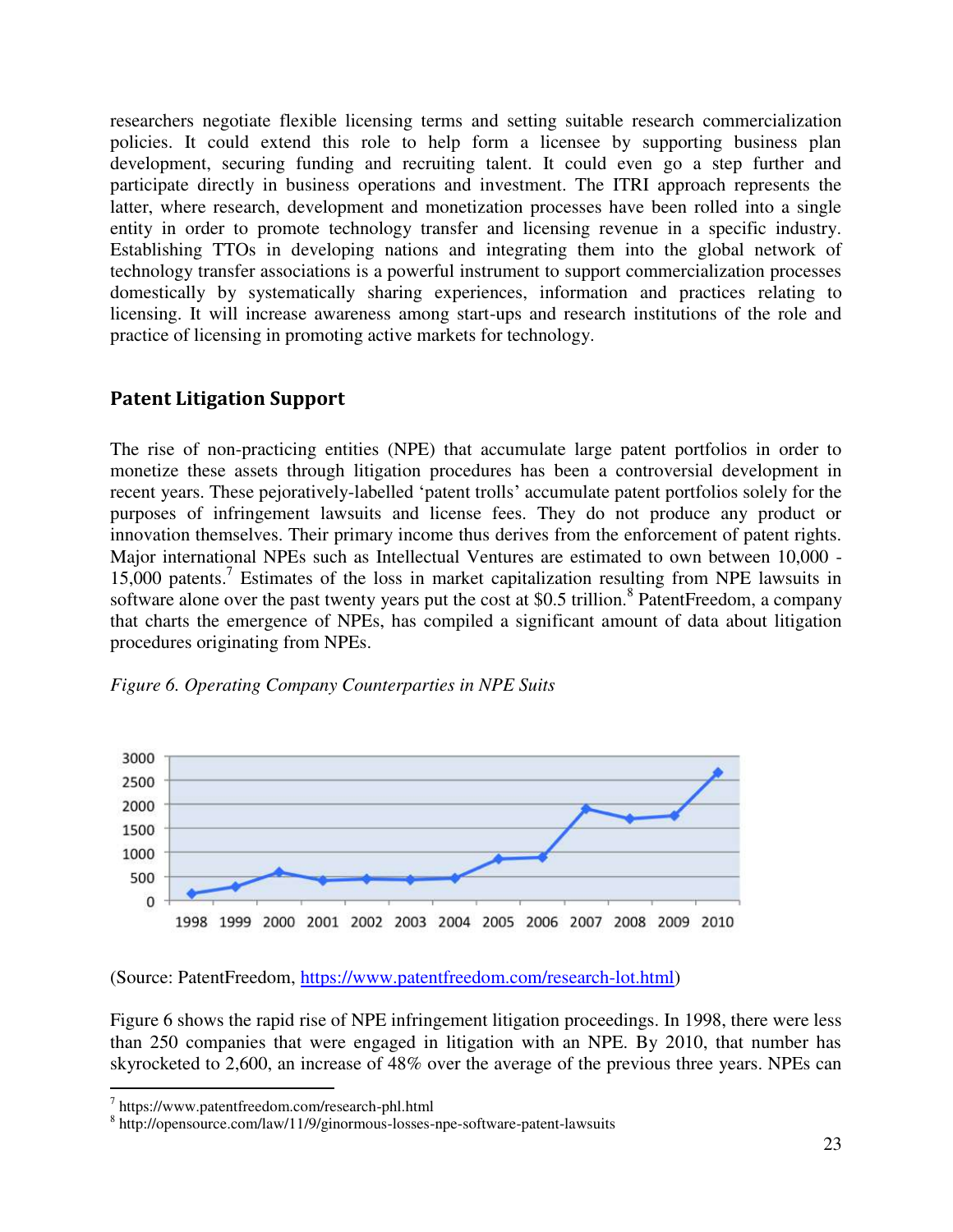researchers negotiate flexible licensing terms and setting suitable research commercialization policies. It could extend this role to help form a licensee by supporting business plan development, securing funding and recruiting talent. It could even go a step further and participate directly in business operations and investment. The ITRI approach represents the latter, where research, development and monetization processes have been rolled into a single entity in order to promote technology transfer and licensing revenue in a specific industry. Establishing TTOs in developing nations and integrating them into the global network of technology transfer associations is a powerful instrument to support commercialization processes domestically by systematically sharing experiences, information and practices relating to licensing. It will increase awareness among start-ups and research institutions of the role and practice of licensing in promoting active markets for technology.

## Patent Litigation Support

The rise of non-practicing entities (NPE) that accumulate large patent portfolios in order to monetize these assets through litigation procedures has been a controversial development in recent years. These pejoratively-labelled 'patent trolls' accumulate patent portfolios solely for the purposes of infringement lawsuits and license fees. They do not produce any product or innovation themselves. Their primary income thus derives from the enforcement of patent rights. Major international NPEs such as Intellectual Ventures are estimated to own between 10,000 - 15,000 patents.[7] Estimates of the loss in market capitalization resulting from NPE lawsuits in software alone over the past twenty years put the cost at $0.5 trillion.[8] PatentFreedom, a company that charts the emergence of NPEs, has compiled a significant amount of data about litigation procedures originating from NPEs.

*Figure 6. Operating Company Counterparties in NPE Suits*

(Source: PatentFreedom, https://www.patentfreedom.com/research-lot.html)

Figure 6 shows the rapid rise of NPE infringement litigation proceedings. In 1998, there were less than 250 companies that were engaged in litigation with an NPE. By 2010, that number has skyrocketed to 2,600, an increase of 48% over the average of the previous three years. NPEs can

[7] https://www.patentfreedom.com/research-phl.html

[8] http://opensource.com/law/11/9/ginormous-losses-npe-software-patent-lawsuits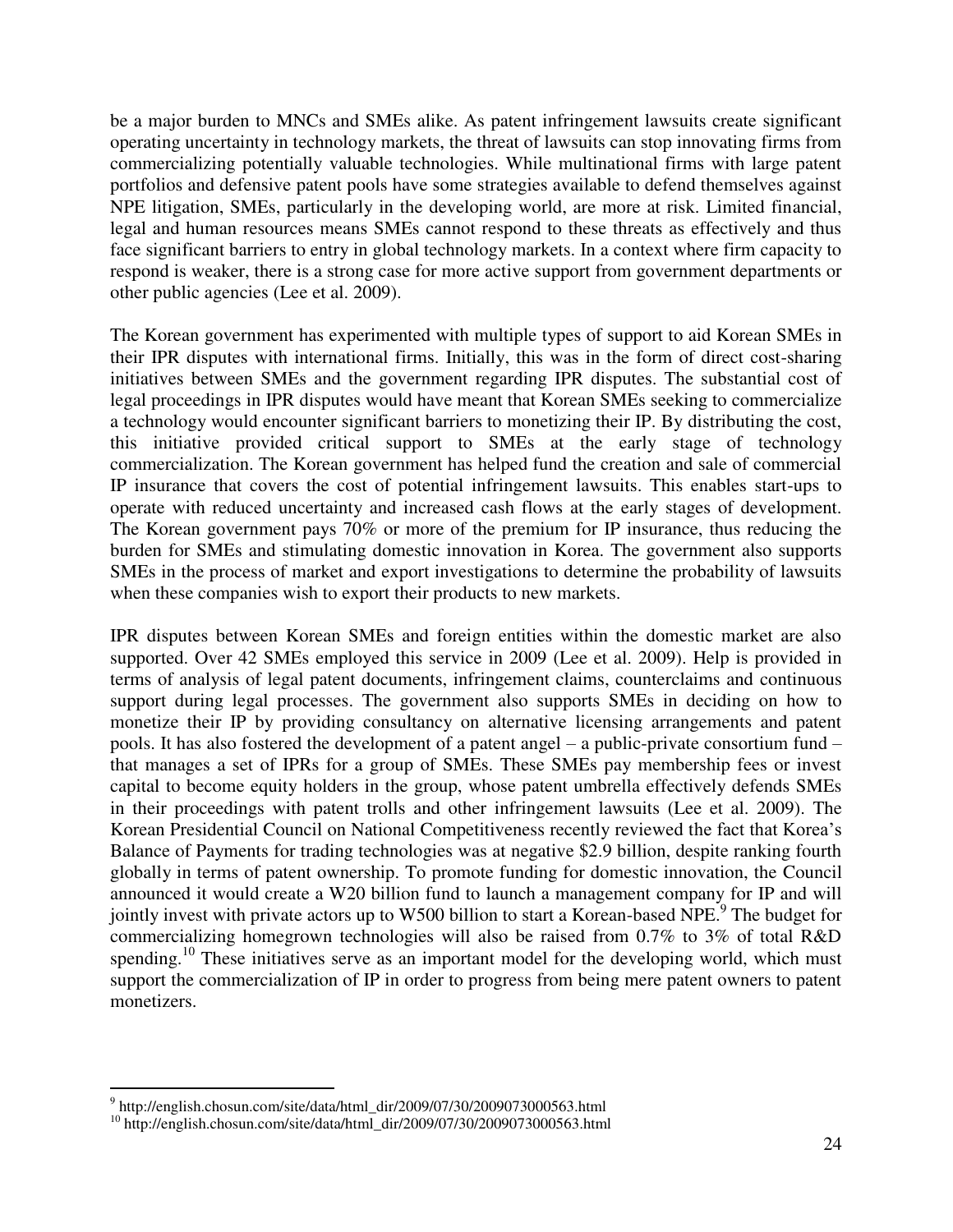be a major burden to MNCs and SMEs alike. As patent infringement lawsuits create significant operating uncertainty in technology markets, the threat of lawsuits can stop innovating firms from commercializing potentially valuable technologies. While multinational firms with large patent portfolios and defensive patent pools have some strategies available to defend themselves against NPE litigation, SMEs, particularly in the developing world, are more at risk. Limited financial, legal and human resources means SMEs cannot respond to these threats as effectively and thus face significant barriers to entry in global technology markets. In a context where firm capacity to respond is weaker, there is a strong case for more active support from government departments or other public agencies (Lee et al. 2009).

The Korean government has experimented with multiple types of support to aid Korean SMEs in their IPR disputes with international firms. Initially, this was in the form of direct cost-sharing initiatives between SMEs and the government regarding IPR disputes. The substantial cost of legal proceedings in IPR disputes would have meant that Korean SMEs seeking to commercialize a technology would encounter significant barriers to monetizing their IP. By distributing the cost, this initiative provided critical support to SMEs at the early stage of technology commercialization. The Korean government has helped fund the creation and sale of commercial IP insurance that covers the cost of potential infringement lawsuits. This enables start-ups to operate with reduced uncertainty and increased cash flows at the early stages of development. The Korean government pays 70% or more of the premium for IP insurance, thus reducing the burden for SMEs and stimulating domestic innovation in Korea. The government also supports SMEs in the process of market and export investigations to determine the probability of lawsuits when these companies wish to export their products to new markets.

IPR disputes between Korean SMEs and foreign entities within the domestic market are also supported. Over 42 SMEs employed this service in 2009 (Lee et al. 2009). Help is provided in terms of analysis of legal patent documents, infringement claims, counterclaims and continuous support during legal processes. The government also supports SMEs in deciding on how to monetize their IP by providing consultancy on alternative licensing arrangements and patent pools. It has also fostered the development of a patent angel – a public-private consortium fund – that manages a set of IPRs for a group of SMEs. These SMEs pay membership fees or invest capital to become equity holders in the group, whose patent umbrella effectively defends SMEs in their proceedings with patent trolls and other infringement lawsuits (Lee et al. 2009). The Korean Presidential Council on National Competitiveness recently reviewed the fact that Korea's Balance of Payments for trading technologies was at negative $2.9 billion, despite ranking fourth globally in terms of patent ownership. To promote funding for domestic innovation, the Council announced it would create a W20 billion fund to launch a management company for IP and will jointly invest with private actors up to W500 billion to start a Korean-based NPE.[9] The budget for commercializing homegrown technologies will also be raised from 0.7% to 3% of total R&D spending.[10] These initiatives serve as an important model for the developing world, which must support the commercialization of IP in order to progress from being mere patent owners to patent monetizers.

[9] http://english.chosun.com/site/data/html_dir/2009/07/30/2009073000563.html

[10] http://english.chosun.com/site/data/html_dir/2009/07/30/2009073000563.html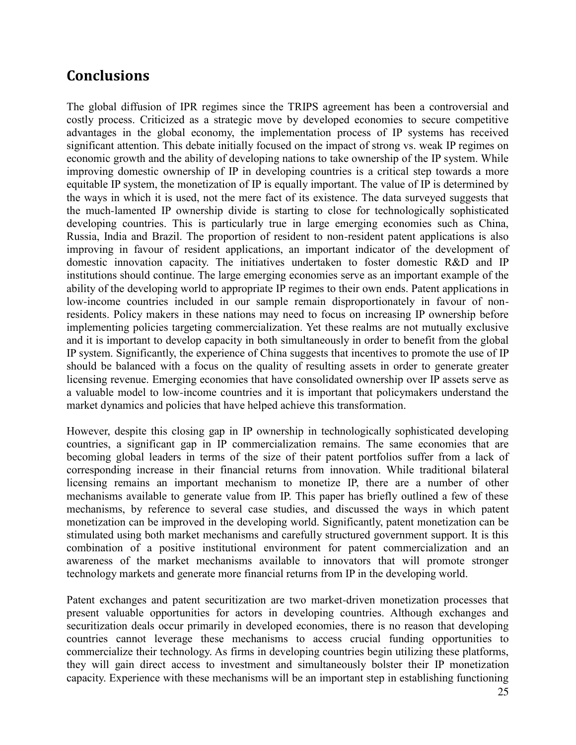## Conclusions

The global diffusion of IPR regimes since the TRIPS agreement has been a controversial and costly process. Criticized as a strategic move by developed economies to secure competitive advantages in the global economy, the implementation process of IP systems has received significant attention. This debate initially focused on the impact of strong vs. weak IP regimes on economic growth and the ability of developing nations to take ownership of the IP system. While improving domestic ownership of IP in developing countries is a critical step towards a more equitable IP system, the monetization of IP is equally important. The value of IP is determined by the ways in which it is used, not the mere fact of its existence. The data surveyed suggests that the much-lamented IP ownership divide is starting to close for technologically sophisticated developing countries. This is particularly true in large emerging economies such as China, Russia, India and Brazil. The proportion of resident to non-resident patent applications is also improving in favour of resident applications, an important indicator of the development of domestic innovation capacity. The initiatives undertaken to foster domestic R&D and IP institutions should continue. The large emerging economies serve as an important example of the ability of the developing world to appropriate IP regimes to their own ends. Patent applications in low-income countries included in our sample remain disproportionately in favour of non-residents. Policy makers in these nations may need to focus on increasing IP ownership before implementing policies targeting commercialization. Yet these realms are not mutually exclusive and it is important to develop capacity in both simultaneously in order to benefit from the global IP system. Significantly, the experience of China suggests that incentives to promote the use of IP should be balanced with a focus on the quality of resulting assets in order to generate greater licensing revenue. Emerging economies that have consolidated ownership over IP assets serve as a valuable model to low-income countries and it is important that policymakers understand the market dynamics and policies that have helped achieve this transformation.

However, despite this closing gap in IP ownership in technologically sophisticated developing countries, a significant gap in IP commercialization remains. The same economies that are becoming global leaders in terms of the size of their patent portfolios suffer from a lack of corresponding increase in their financial returns from innovation. While traditional bilateral licensing remains an important mechanism to monetize IP, there are a number of other mechanisms available to generate value from IP. This paper has briefly outlined a few of these mechanisms, by reference to several case studies, and discussed the ways in which patent monetization can be improved in the developing world. Significantly, patent monetization can be stimulated using both market mechanisms and carefully structured government support. It is this combination of a positive institutional environment for patent commercialization and an awareness of the market mechanisms available to innovators that will promote stronger technology markets and generate more financial returns from IP in the developing world.

Patent exchanges and patent securitization are two market-driven monetization processes that present valuable opportunities for actors in developing countries. Although exchanges and securitization deals occur primarily in developed economies, there is no reason that developing countries cannot leverage these mechanisms to access crucial funding opportunities to commercialize their technology. As firms in developing countries begin utilizing these platforms, they will gain direct access to investment and simultaneously bolster their IP monetization capacity. Experience with these mechanisms will be an important step in establishing functioning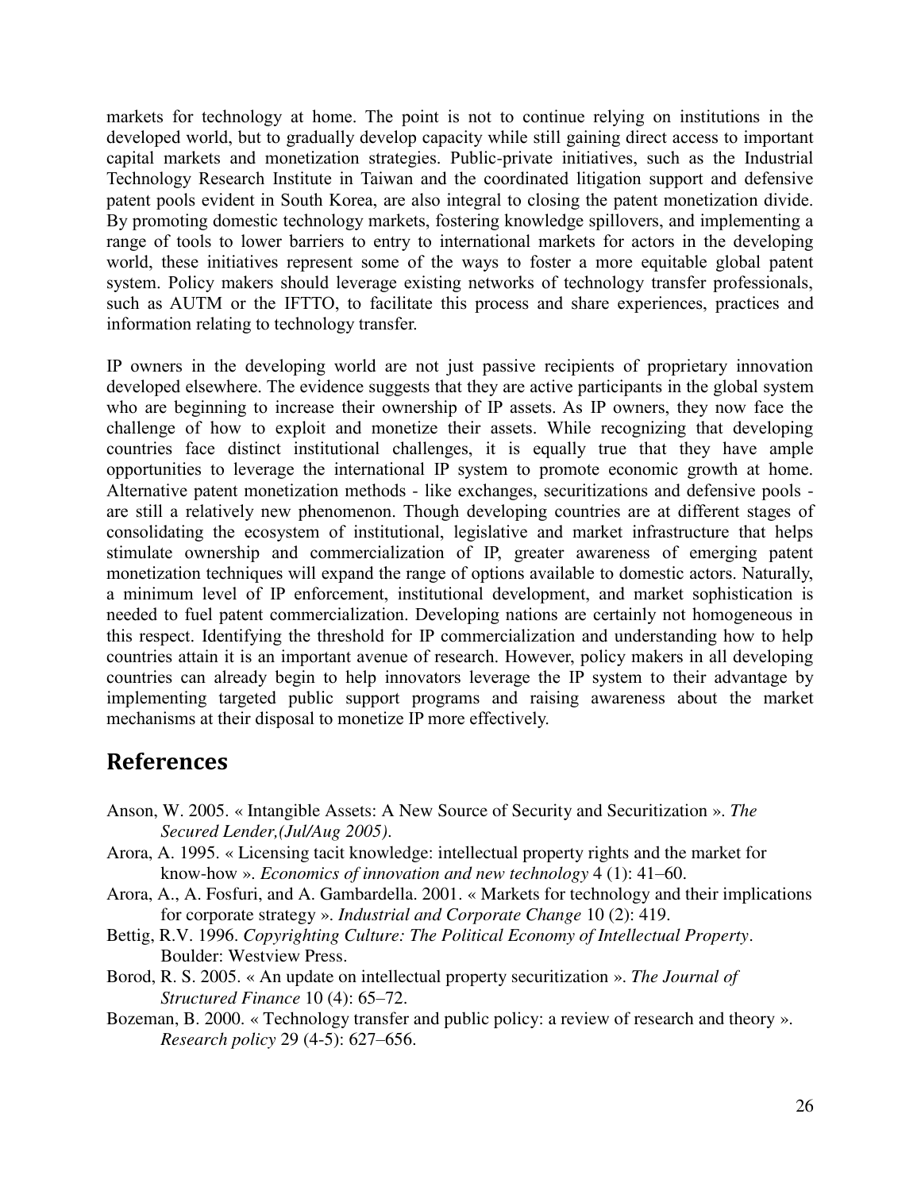markets for technology at home. The point is not to continue relying on institutions in the developed world, but to gradually develop capacity while still gaining direct access to important capital markets and monetization strategies. Public-private initiatives, such as the Industrial Technology Research Institute in Taiwan and the coordinated litigation support and defensive patent pools evident in South Korea, are also integral to closing the patent monetization divide. By promoting domestic technology markets, fostering knowledge spillovers, and implementing a range of tools to lower barriers to entry to international markets for actors in the developing world, these initiatives represent some of the ways to foster a more equitable global patent system. Policy makers should leverage existing networks of technology transfer professionals, such as AUTM or the IFTTO, to facilitate this process and share experiences, practices and information relating to technology transfer.

IP owners in the developing world are not just passive recipients of proprietary innovation developed elsewhere. The evidence suggests that they are active participants in the global system who are beginning to increase their ownership of IP assets. As IP owners, they now face the challenge of how to exploit and monetize their assets. While recognizing that developing countries face distinct institutional challenges, it is equally true that they have ample opportunities to leverage the international IP system to promote economic growth at home. Alternative patent monetization methods - like exchanges, securitizations and defensive pools - are still a relatively new phenomenon. Though developing countries are at different stages of consolidating the ecosystem of institutional, legislative and market infrastructure that helps stimulate ownership and commercialization of IP, greater awareness of emerging patent monetization techniques will expand the range of options available to domestic actors. Naturally, a minimum level of IP enforcement, institutional development, and market sophistication is needed to fuel patent commercialization. Developing nations are certainly not homogeneous in this respect. Identifying the threshold for IP commercialization and understanding how to help countries attain it is an important avenue of research. However, policy makers in all developing countries can already begin to help innovators leverage the IP system to their advantage by implementing targeted public support programs and raising awareness about the market mechanisms at their disposal to monetize IP more effectively.

## References

Anson, W. 2005. « Intangible Assets: A New Source of Security and Securitization ». *The Secured Lender,(Jul/Aug 2005)*.

Arora, A. 1995. « Licensing tacit knowledge: intellectual property rights and the market for know-how ». *Economics of innovation and new technology* 4 (1): 41–60.

Arora, A., A. Fosfuri, and A. Gambardella. 2001. « Markets for technology and their implications for corporate strategy ». *Industrial and Corporate Change* 10 (2): 419.

Bettig, R.V. 1996. *Copyrighting Culture: The Political Economy of Intellectual Property*. Boulder: Westview Press.

Borod, R. S. 2005. « An update on intellectual property securitization ». *The Journal of Structured Finance* 10 (4): 65–72.

Bozeman, B. 2000. « Technology transfer and public policy: a review of research and theory ». *Research policy* 29 (4-5): 627–656.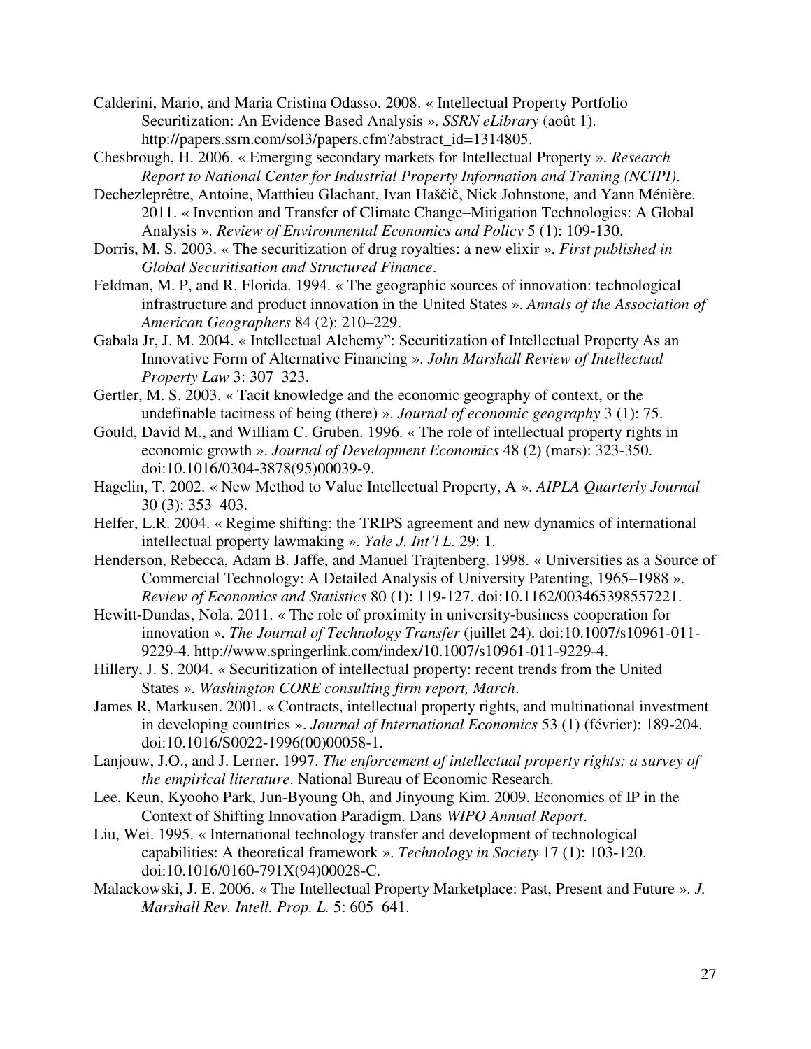Calderini, Mario, and Maria Cristina Odasso. 2008. « Intellectual Property Portfolio Securitization: An Evidence Based Analysis ». *SSRN eLibrary* (août 1). http://papers.ssrn.com/sol3/papers.cfm?abstract_id=1314805.

Chesbrough, H. 2006. « Emerging secondary markets for Intellectual Property ». *Research Report to National Center for Industrial Property Information and Traning (NCIPI)*.

Dechezleprêtre, Antoine, Matthieu Glachant, Ivan Haščič, Nick Johnstone, and Yann Ménière. 2011. « Invention and Transfer of Climate Change–Mitigation Technologies: A Global Analysis ». *Review of Environmental Economics and Policy* 5 (1): 109-130.

Dorris, M. S. 2003. « The securitization of drug royalties: a new elixir ». *First published in Global Securitisation and Structured Finance*.

Feldman, M. P, and R. Florida. 1994. « The geographic sources of innovation: technological infrastructure and product innovation in the United States ». *Annals of the Association of American Geographers* 84 (2): 210–229.

Gabala Jr, J. M. 2004. « Intellectual Alchemy": Securitization of Intellectual Property As an Innovative Form of Alternative Financing ». *John Marshall Review of Intellectual Property Law* 3: 307–323.

Gertler, M. S. 2003. « Tacit knowledge and the economic geography of context, or the undefinable tacitness of being (there) ». *Journal of economic geography* 3 (1): 75.

Gould, David M., and William C. Gruben. 1996. « The role of intellectual property rights in economic growth ». *Journal of Development Economics* 48 (2) (mars): 323-350. doi:10.1016/0304-3878(95)00039-9.

Hagelin, T. 2002. « New Method to Value Intellectual Property, A ». *AIPLA Quarterly Journal* 30 (3): 353–403.

Helfer, L.R. 2004. « Regime shifting: the TRIPS agreement and new dynamics of international intellectual property lawmaking ». *Yale J. Int'l L.* 29: 1.

Henderson, Rebecca, Adam B. Jaffe, and Manuel Trajtenberg. 1998. « Universities as a Source of Commercial Technology: A Detailed Analysis of University Patenting, 1965–1988 ». *Review of Economics and Statistics* 80 (1): 119-127. doi:10.1162/003465398557221.

Hewitt-Dundas, Nola. 2011. « The role of proximity in university-business cooperation for innovation ». *The Journal of Technology Transfer* (juillet 24). doi:10.1007/s10961-011-9229-4. http://www.springerlink.com/index/10.1007/s10961-011-9229-4.

Hillery, J. S. 2004. « Securitization of intellectual property: recent trends from the United States ». *Washington CORE consulting firm report, March*.

James R, Markusen. 2001. « Contracts, intellectual property rights, and multinational investment in developing countries ». *Journal of International Economics* 53 (1) (février): 189-204. doi:10.1016/S0022-1996(00)00058-1.

Lanjouw, J.O., and J. Lerner. 1997. *The enforcement of intellectual property rights: a survey of the empirical literature*. National Bureau of Economic Research.

Lee, Keun, Kyooho Park, Jun-Byoung Oh, and Jinyoung Kim. 2009. Economics of IP in the Context of Shifting Innovation Paradigm. Dans *WIPO Annual Report*.

Liu, Wei. 1995. « International technology transfer and development of technological capabilities: A theoretical framework ». *Technology in Society* 17 (1): 103-120. doi:10.1016/0160-791X(94)00028-C.

Malackowski, J. E. 2006. « The Intellectual Property Marketplace: Past, Present and Future ». *J. Marshall Rev. Intell. Prop. L.* 5: 605–641.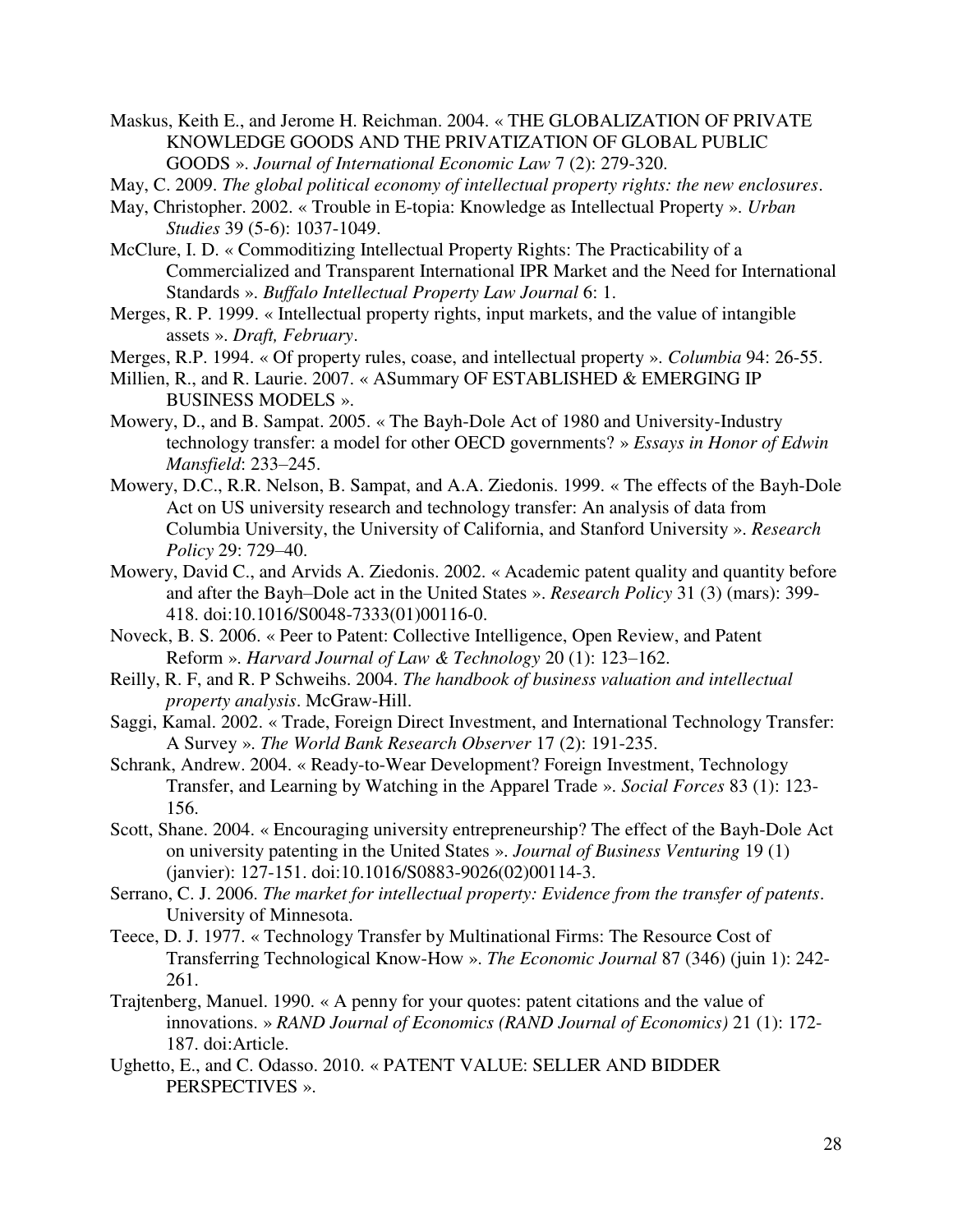Maskus, Keith E., and Jerome H. Reichman. 2004. « THE GLOBALIZATION OF PRIVATE KNOWLEDGE GOODS AND THE PRIVATIZATION OF GLOBAL PUBLIC GOODS ». *Journal of International Economic Law* 7 (2): 279-320.

May, C. 2009. *The global political economy of intellectual property rights: the new enclosures*.

May, Christopher. 2002. « Trouble in E-topia: Knowledge as Intellectual Property ». *Urban Studies* 39 (5-6): 1037-1049.

McClure, I. D. « Commoditizing Intellectual Property Rights: The Practicability of a Commercialized and Transparent International IPR Market and the Need for International Standards ». *Buffalo Intellectual Property Law Journal* 6: 1.

Merges, R. P. 1999. « Intellectual property rights, input markets, and the value of intangible assets ». *Draft, February*.

Merges, R.P. 1994. « Of property rules, coase, and intellectual property ». *Columbia* 94: 26-55.

Millien, R., and R. Laurie. 2007. « ASummary OF ESTABLISHED & EMERGING IP BUSINESS MODELS ».

Mowery, D., and B. Sampat. 2005. « The Bayh-Dole Act of 1980 and University-Industry technology transfer: a model for other OECD governments? » *Essays in Honor of Edwin Mansfield*: 233–245.

Mowery, D.C., R.R. Nelson, B. Sampat, and A.A. Ziedonis. 1999. « The effects of the Bayh-Dole Act on US university research and technology transfer: An analysis of data from Columbia University, the University of California, and Stanford University ». *Research Policy* 29: 729–40.

Mowery, David C., and Arvids A. Ziedonis. 2002. « Academic patent quality and quantity before and after the Bayh–Dole act in the United States ». *Research Policy* 31 (3) (mars): 399-418. doi:10.1016/S0048-7333(01)00116-0.

Noveck, B. S. 2006. « Peer to Patent: Collective Intelligence, Open Review, and Patent Reform ». *Harvard Journal of Law & Technology* 20 (1): 123–162.

Reilly, R. F, and R. P Schweihs. 2004. *The handbook of business valuation and intellectual property analysis*. McGraw-Hill.

Saggi, Kamal. 2002. « Trade, Foreign Direct Investment, and International Technology Transfer: A Survey ». *The World Bank Research Observer* 17 (2): 191-235.

Schrank, Andrew. 2004. « Ready-to-Wear Development? Foreign Investment, Technology Transfer, and Learning by Watching in the Apparel Trade ». *Social Forces* 83 (1): 123-156.

Scott, Shane. 2004. « Encouraging university entrepreneurship? The effect of the Bayh-Dole Act on university patenting in the United States ». *Journal of Business Venturing* 19 (1) (janvier): 127-151. doi:10.1016/S0883-9026(02)00114-3.

Serrano, C. J. 2006. *The market for intellectual property: Evidence from the transfer of patents*. University of Minnesota.

Teece, D. J. 1977. « Technology Transfer by Multinational Firms: The Resource Cost of Transferring Technological Know-How ». *The Economic Journal* 87 (346) (juin 1): 242-261.

Trajtenberg, Manuel. 1990. « A penny for your quotes: patent citations and the value of innovations. » *RAND Journal of Economics (RAND Journal of Economics)* 21 (1): 172-187. doi:Article.

Ughetto, E., and C. Odasso. 2010. « PATENT VALUE: SELLER AND BIDDER PERSPECTIVES ».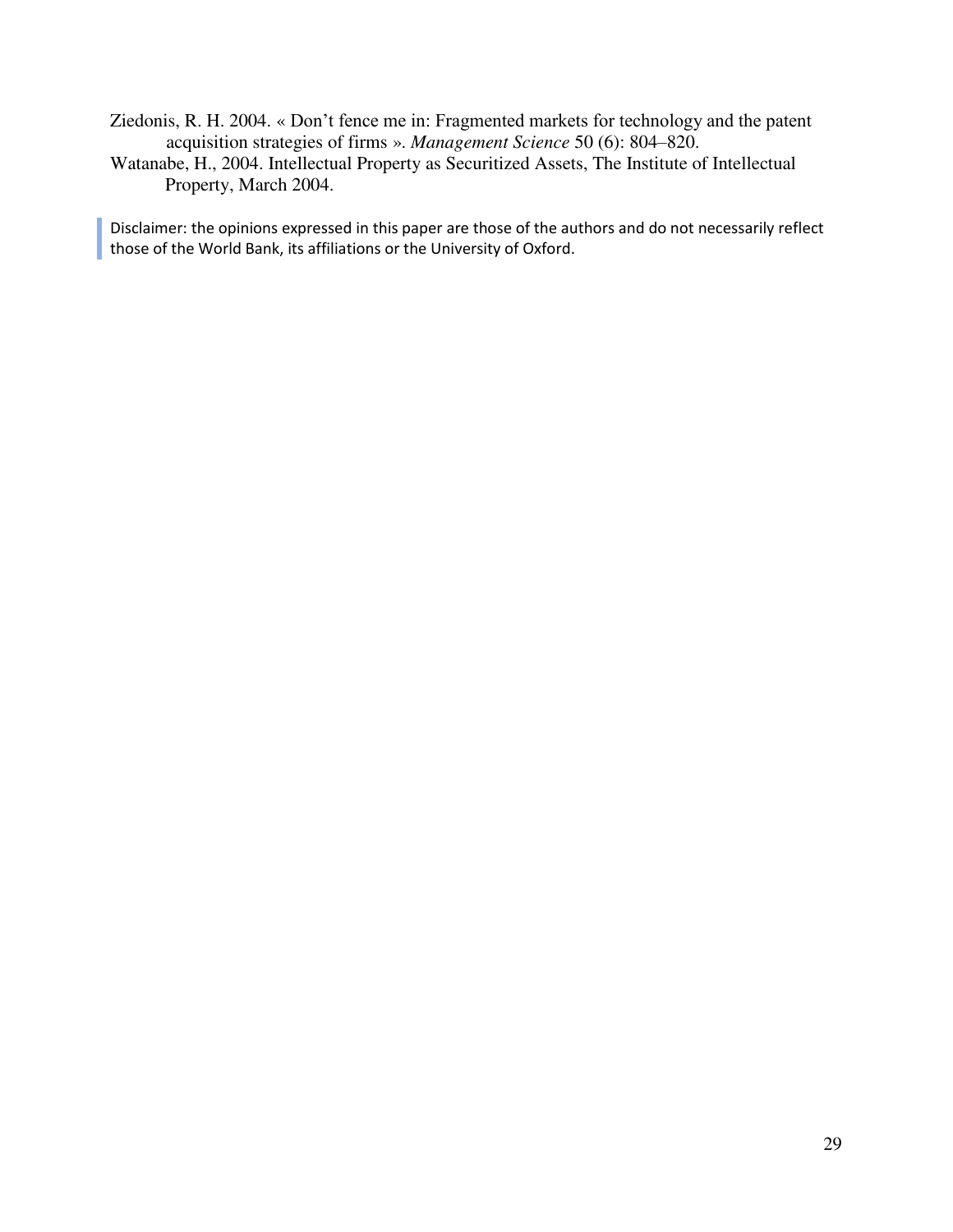Ziedonis, R. H. 2004. « Don't fence me in: Fragmented markets for technology and the patent acquisition strategies of firms ». *Management Science* 50 (6): 804–820.

Watanabe, H., 2004. Intellectual Property as Securitized Assets, The Institute of Intellectual Property, March 2004.

> Disclaimer: the opinions expressed in this paper are those of the authors and do not necessarily reflect those of the World Bank, its affiliations or the University of Oxford.